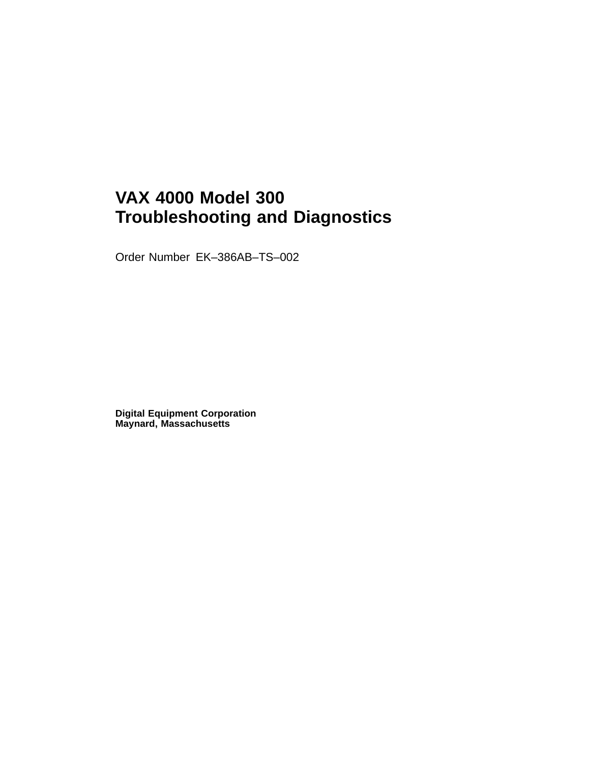# VAX 4000 Model 300 Troubleshooting and Diagnostics

Order Number EK–386AB–TS–002

**Digital Equipment Corporation**
**Maynard, Massachusetts**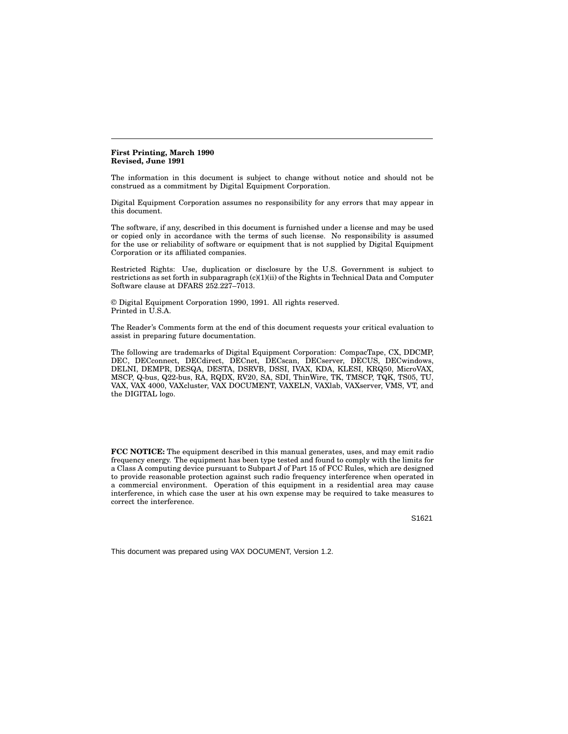**First Printing, March 1990**
**Revised, June 1991**

The information in this document is subject to change without notice and should not be construed as a commitment by Digital Equipment Corporation.

Digital Equipment Corporation assumes no responsibility for any errors that may appear in this document.

The software, if any, described in this document is furnished under a license and may be used or copied only in accordance with the terms of such license. No responsibility is assumed for the use or reliability of software or equipment that is not supplied by Digital Equipment Corporation or its affiliated companies.

Restricted Rights: Use, duplication or disclosure by the U.S. Government is subject to restrictions as set forth in subparagraph (c)(1)(ii) of the Rights in Technical Data and Computer Software clause at DFARS 252.227–7013.

© Digital Equipment Corporation 1990, 1991. All rights reserved.
Printed in U.S.A.

The Reader's Comments form at the end of this document requests your critical evaluation to assist in preparing future documentation.

The following are trademarks of Digital Equipment Corporation: CompacTape, CX, DDCMP, DEC, DECconnect, DECdirect, DECnet, DECscan, DECserver, DECUS, DECwindows, DELNI, DEMPR, DESQA, DESTA, DSRVB, DSSI, IVAX, KDA, KLESI, KRQ50, MicroVAX, MSCP, Q-bus, Q22-bus, RA, RQDX, RV20, SA, SDI, ThinWire, TK, TMSCP, TQK, TS05, TU, VAX, VAX 4000, VAXcluster, VAX DOCUMENT, VAXELN, VAXlab, VAXserver, VMS, VT, and the DIGITAL logo.

**FCC NOTICE:** The equipment described in this manual generates, uses, and may emit radio frequency energy. The equipment has been type tested and found to comply with the limits for a Class A computing device pursuant to Subpart J of Part 15 of FCC Rules, which are designed to provide reasonable protection against such radio frequency interference when operated in a commercial environment. Operation of this equipment in a residential area may cause interference, in which case the user at his own expense may be required to take measures to correct the interference.

S1621

This document was prepared using VAX DOCUMENT, Version 1.2.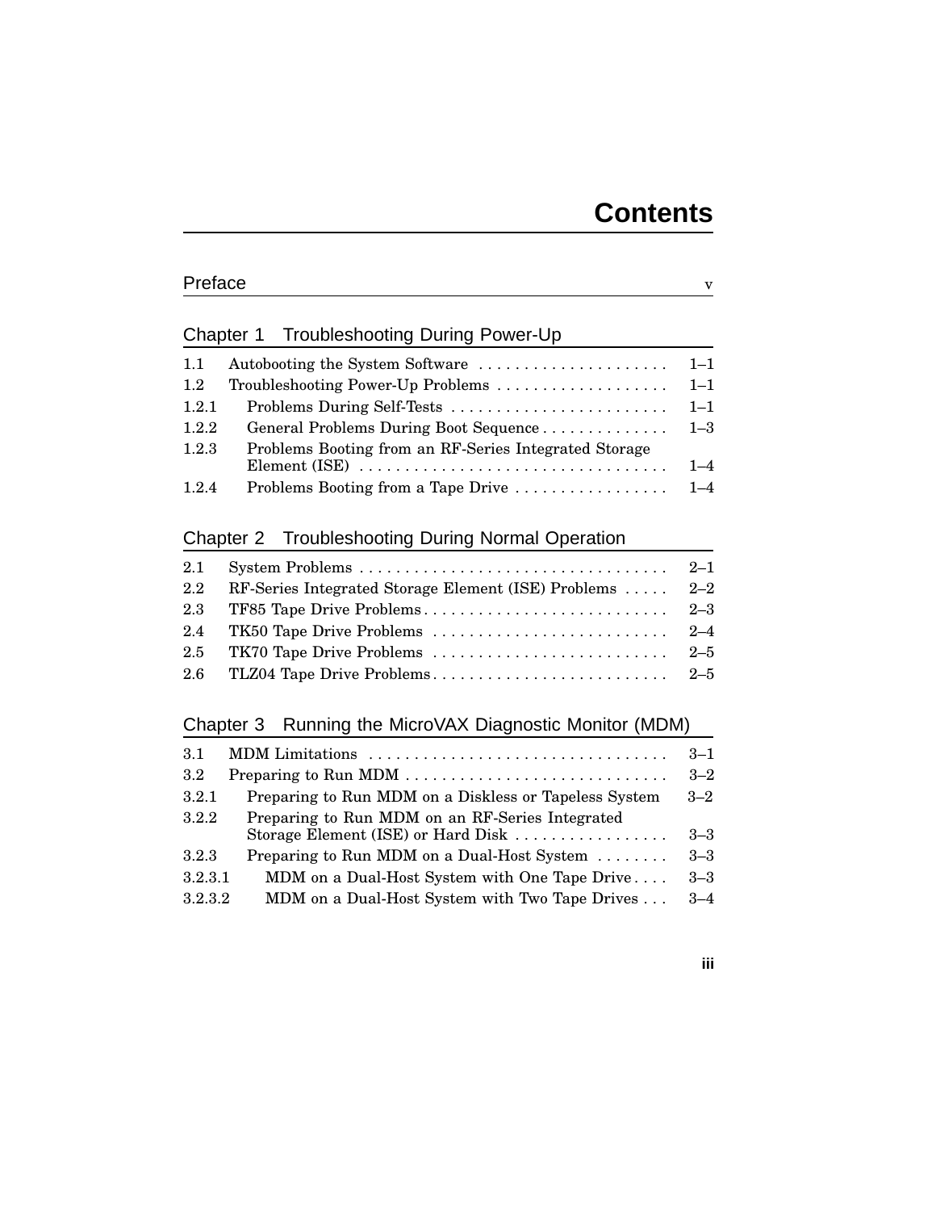# Contents

**Preface** v

## Chapter 1 Troubleshooting During Power-Up

| | | |
|---|---|---|
| 1.1 | Autobooting the System Software | 1–1 |
| 1.2 | Troubleshooting Power-Up Problems | 1–1 |
| 1.2.1 | Problems During Self-Tests | 1–1 |
| 1.2.2 | General Problems During Boot Sequence | 1–3 |
| 1.2.3 | Problems Booting from an RF-Series Integrated Storage Element (ISE) | 1–4 |
| 1.2.4 | Problems Booting from a Tape Drive | 1–4 |

## Chapter 2 Troubleshooting During Normal Operation

| | | |
|---|---|---|
| 2.1 | System Problems | 2–1 |
| 2.2 | RF-Series Integrated Storage Element (ISE) Problems | 2–2 |
| 2.3 | TF85 Tape Drive Problems | 2–3 |
| 2.4 | TK50 Tape Drive Problems | 2–4 |
| 2.5 | TK70 Tape Drive Problems | 2–5 |
| 2.6 | TLZ04 Tape Drive Problems | 2–5 |

## Chapter 3 Running the MicroVAX Diagnostic Monitor (MDM)

| | | |
|---|---|---|
| 3.1 | MDM Limitations | 3–1 |
| 3.2 | Preparing to Run MDM | 3–2 |
| 3.2.1 | Preparing to Run MDM on a Diskless or Tapeless System | 3–2 |
| 3.2.2 | Preparing to Run MDM on an RF-Series Integrated Storage Element (ISE) or Hard Disk | 3–3 |
| 3.2.3 | Preparing to Run MDM on a Dual-Host System | 3–3 |
| 3.2.3.1 | MDM on a Dual-Host System with One Tape Drive | 3–3 |
| 3.2.3.2 | MDM on a Dual-Host System with Two Tape Drives | 3–4 |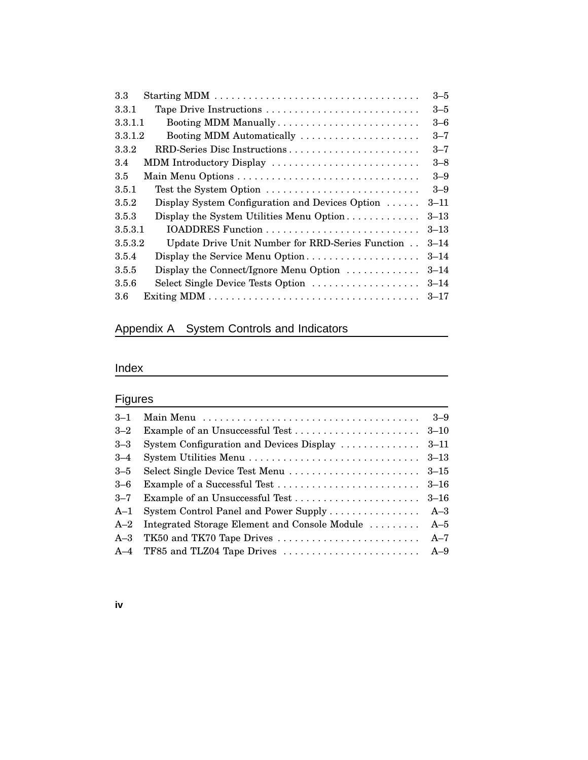| | | |
|---|---|---|
| 3.3 | Starting MDM | 3–5 |
| 3.3.1 | Tape Drive Instructions | 3–5 |
| 3.3.1.1 | Booting MDM Manually | 3–6 |
| 3.3.1.2 | Booting MDM Automatically | 3–7 |
| 3.3.2 | RRD-Series Disc Instructions | 3–7 |
| 3.4 | MDM Introductory Display | 3–8 |
| 3.5 | Main Menu Options | 3–9 |
| 3.5.1 | Test the System Option | 3–9 |
| 3.5.2 | Display System Configuration and Devices Option | 3–11 |
| 3.5.3 | Display the System Utilities Menu Option | 3–13 |
| 3.5.3.1 | IOADDRES Function | 3–13 |
| 3.5.3.2 | Update Drive Unit Number for RRD-Series Function | 3–14 |
| 3.5.4 | Display the Service Menu Option | 3–14 |
| 3.5.5 | Display the Connect/Ignore Menu Option | 3–14 |
| 3.5.6 | Select Single Device Tests Option | 3–14 |
| 3.6 | Exiting MDM | 3–17 |

## Appendix A System Controls and Indicators

## Index

## Figures

| | | |
|---|---|---|
| 3–1 | Main Menu | 3–9 |
| 3–2 | Example of an Unsuccessful Test | 3–10 |
| 3–3 | System Configuration and Devices Display | 3–11 |
| 3–4 | System Utilities Menu | 3–13 |
| 3–5 | Select Single Device Test Menu | 3–15 |
| 3–6 | Example of a Successful Test | 3–16 |
| 3–7 | Example of an Unsuccessful Test | 3–16 |
| A–1 | System Control Panel and Power Supply | A–3 |
| A–2 | Integrated Storage Element and Console Module | A–5 |
| A–3 | TK50 and TK70 Tape Drives | A–7 |
| A–4 | TF85 and TLZ04 Tape Drives | A–9 |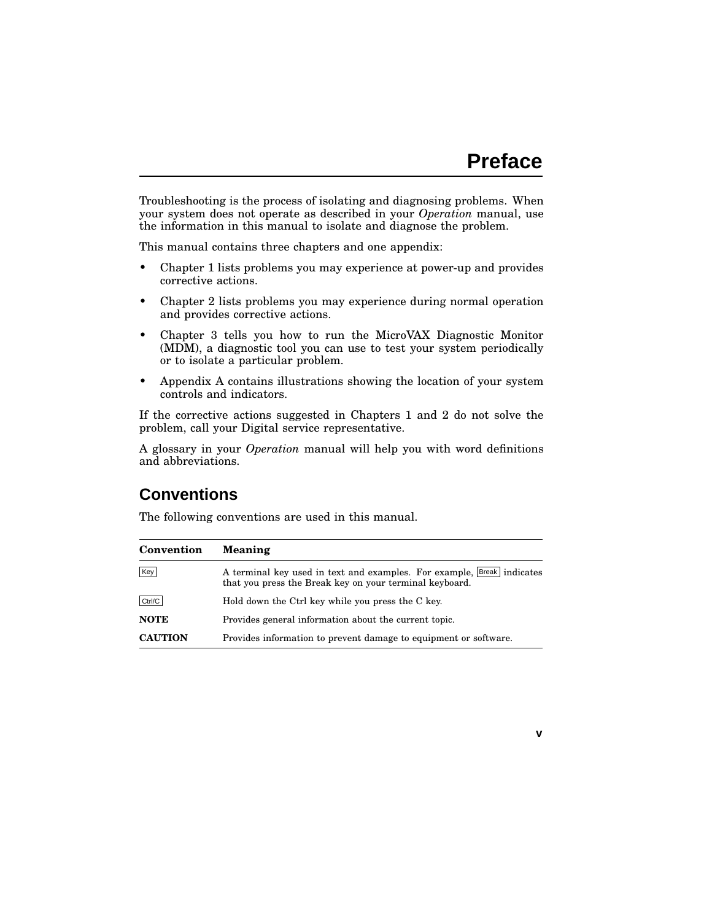# Preface

Troubleshooting is the process of isolating and diagnosing problems. When your system does not operate as described in your *Operation* manual, use the information in this manual to isolate and diagnose the problem.

This manual contains three chapters and one appendix:

- Chapter 1 lists problems you may experience at power-up and provides corrective actions.
- Chapter 2 lists problems you may experience during normal operation and provides corrective actions.
- Chapter 3 tells you how to run the MicroVAX Diagnostic Monitor (MDM), a diagnostic tool you can use to test your system periodically or to isolate a particular problem.
- Appendix A contains illustrations showing the location of your system controls and indicators.

If the corrective actions suggested in Chapters 1 and 2 do not solve the problem, call your Digital service representative.

A glossary in your *Operation* manual will help you with word definitions and abbreviations.

## Conventions

The following conventions are used in this manual.

| Convention | Meaning |
| --- | --- |
| Key | A terminal key used in text and examples. For example, Break indicates that you press the Break key on your terminal keyboard. |
| Ctrl/C | Hold down the Ctrl key while you press the C key. |
| **NOTE** | Provides general information about the current topic. |
| **CAUTION** | Provides information to prevent damage to equipment or software. |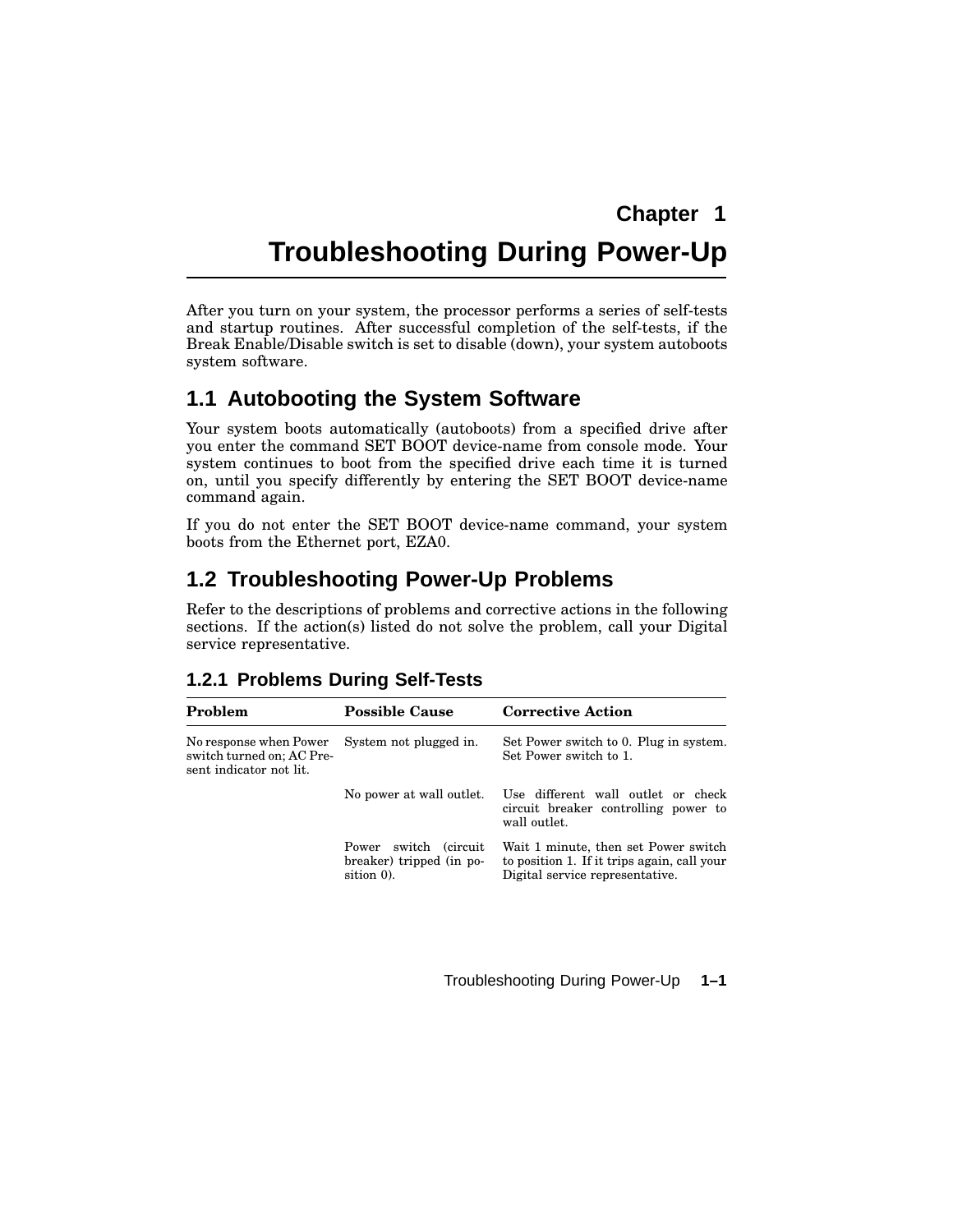# Chapter 1

# Troubleshooting During Power-Up

After you turn on your system, the processor performs a series of self-tests and startup routines. After successful completion of the self-tests, if the Break Enable/Disable switch is set to disable (down), your system autoboots system software.

## 1.1 Autobooting the System Software

Your system boots automatically (autoboots) from a specified drive after you enter the command SET BOOT device-name from console mode. Your system continues to boot from the specified drive each time it is turned on, until you specify differently by entering the SET BOOT device-name command again.

If you do not enter the SET BOOT device-name command, your system boots from the Ethernet port, EZA0.

## 1.2 Troubleshooting Power-Up Problems

Refer to the descriptions of problems and corrective actions in the following sections. If the action(s) listed do not solve the problem, call your Digital service representative.

### 1.2.1 Problems During Self-Tests

| Problem | Possible Cause | Corrective Action |
|---|---|---|
| No response when Power switch turned on; AC Present indicator not lit. | System not plugged in. | Set Power switch to 0. Plug in system. Set Power switch to 1. |
| | No power at wall outlet. | Use different wall outlet or check circuit breaker controlling power to wall outlet. |
| | Power switch (circuit breaker) tripped (in position 0). | Wait 1 minute, then set Power switch to position 1. If it trips again, call your Digital service representative. |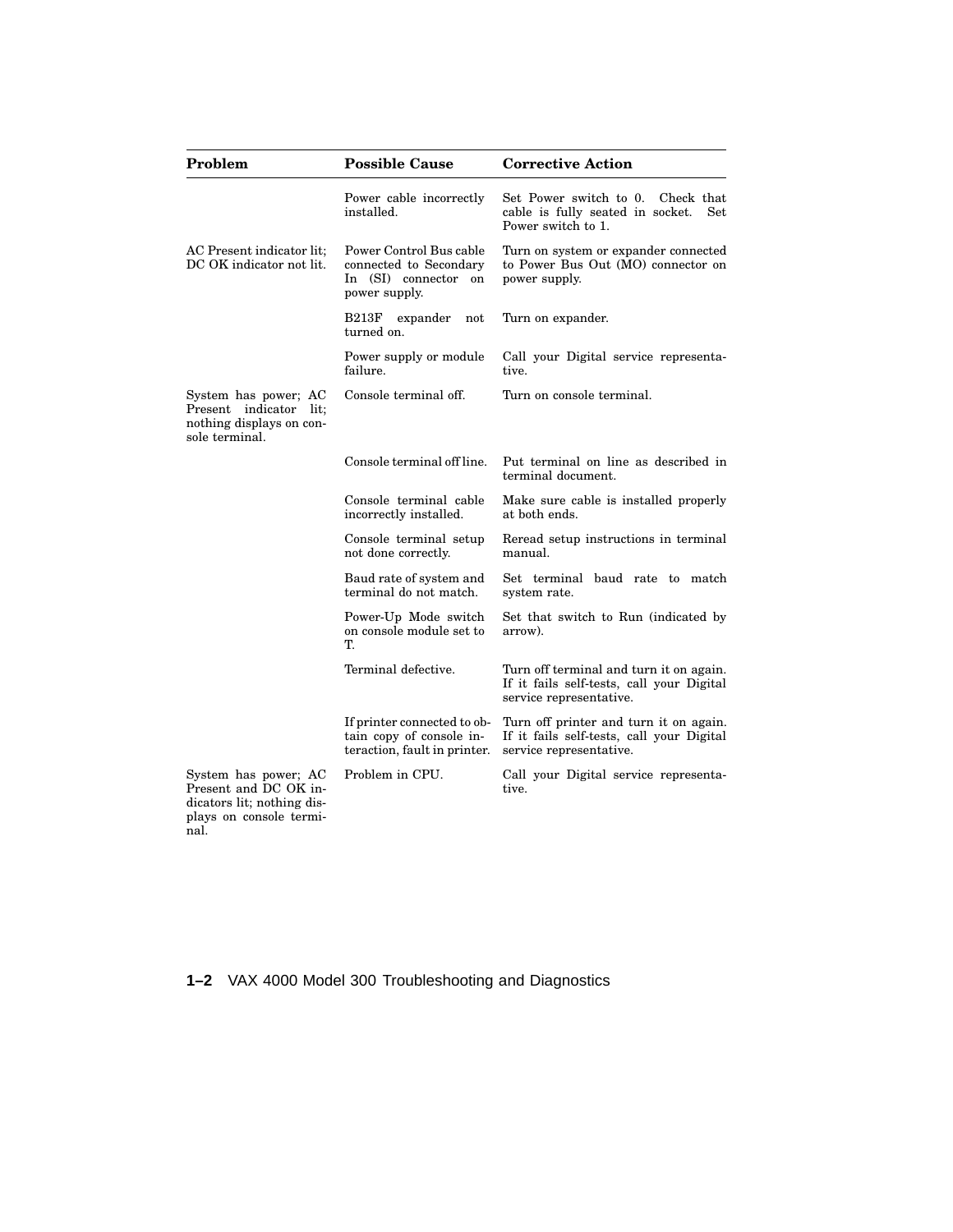| Problem | Possible Cause | Corrective Action |
|---|---|---|
| | Power cable incorrectly installed. | Set Power switch to 0. Check that cable is fully seated in socket. Set Power switch to 1. |
| AC Present indicator lit; DC OK indicator not lit. | Power Control Bus cable connected to Secondary In (SI) connector on power supply. | Turn on system or expander connected to Power Bus Out (MO) connector on power supply. |
| | B213F expander not turned on. | Turn on expander. |
| | Power supply or module failure. | Call your Digital service representative. |
| System has power; AC Present indicator lit; nothing displays on console terminal. | Console terminal off. | Turn on console terminal. |
| | Console terminal off line. | Put terminal on line as described in terminal document. |
| | Console terminal cable incorrectly installed. | Make sure cable is installed properly at both ends. |
| | Console terminal setup not done correctly. | Reread setup instructions in terminal manual. |
| | Baud rate of system and terminal do not match. | Set terminal baud rate to match system rate. |
| | Power-Up Mode switch on console module set to T. | Set that switch to Run (indicated by arrow). |
| | Terminal defective. | Turn off terminal and turn it on again. If it fails self-tests, call your Digital service representative. |
| | If printer connected to obtain copy of console interaction, fault in printer. | Turn off printer and turn it on again. If it fails self-tests, call your Digital service representative. |
| System has power; AC Present and DC OK indicators lit; nothing displays on console terminal. | Problem in CPU. | Call your Digital service representative. |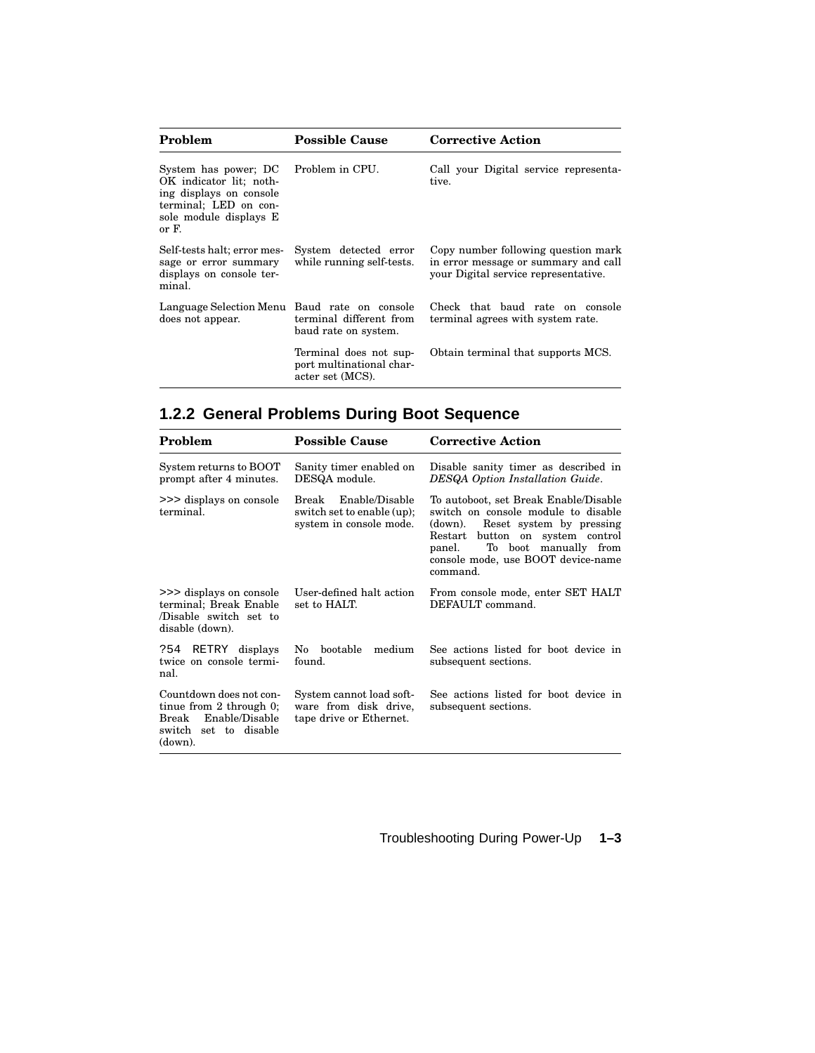| Problem | Possible Cause | Corrective Action |
|---|---|---|
| System has power; DC OK indicator lit; nothing displays on console terminal; LED on console module displays E or F. | Problem in CPU. | Call your Digital service representative. |
| Self-tests halt; error message or error summary displays on console terminal. | System detected error while running self-tests. | Copy number following question mark in error message or summary and call your Digital service representative. |
| Language Selection Menu does not appear. | Baud rate on console terminal different from baud rate on system. | Check that baud rate on console terminal agrees with system rate. |
| | Terminal does not support multinational character set (MCS). | Obtain terminal that supports MCS. |

## 1.2.2 General Problems During Boot Sequence

| Problem | Possible Cause | Corrective Action |
|---|---|---|
| System returns to BOOT prompt after 4 minutes. | Sanity timer enabled on DESQA module. | Disable sanity timer as described in *DESQA Option Installation Guide*. |
| >>> displays on console terminal. | Break Enable/Disable switch set to enable (up); system in console mode. | To autoboot, set Break Enable/Disable switch on console module to disable (down). Reset system by pressing Restart button on system control panel. To boot manually from console mode, use BOOT device-name command. |
| >>> displays on console terminal; Break Enable /Disable switch set to disable (down). | User-defined halt action set to HALT. | From console mode, enter SET HALT DEFAULT command. |
| `?54 RETRY` displays twice on console terminal. | No bootable medium found. | See actions listed for boot device in subsequent sections. |
| Countdown does not continue from 2 through 0; Break Enable/Disable switch set to disable (down). | System cannot load software from disk drive, tape drive or Ethernet. | See actions listed for boot device in subsequent sections. |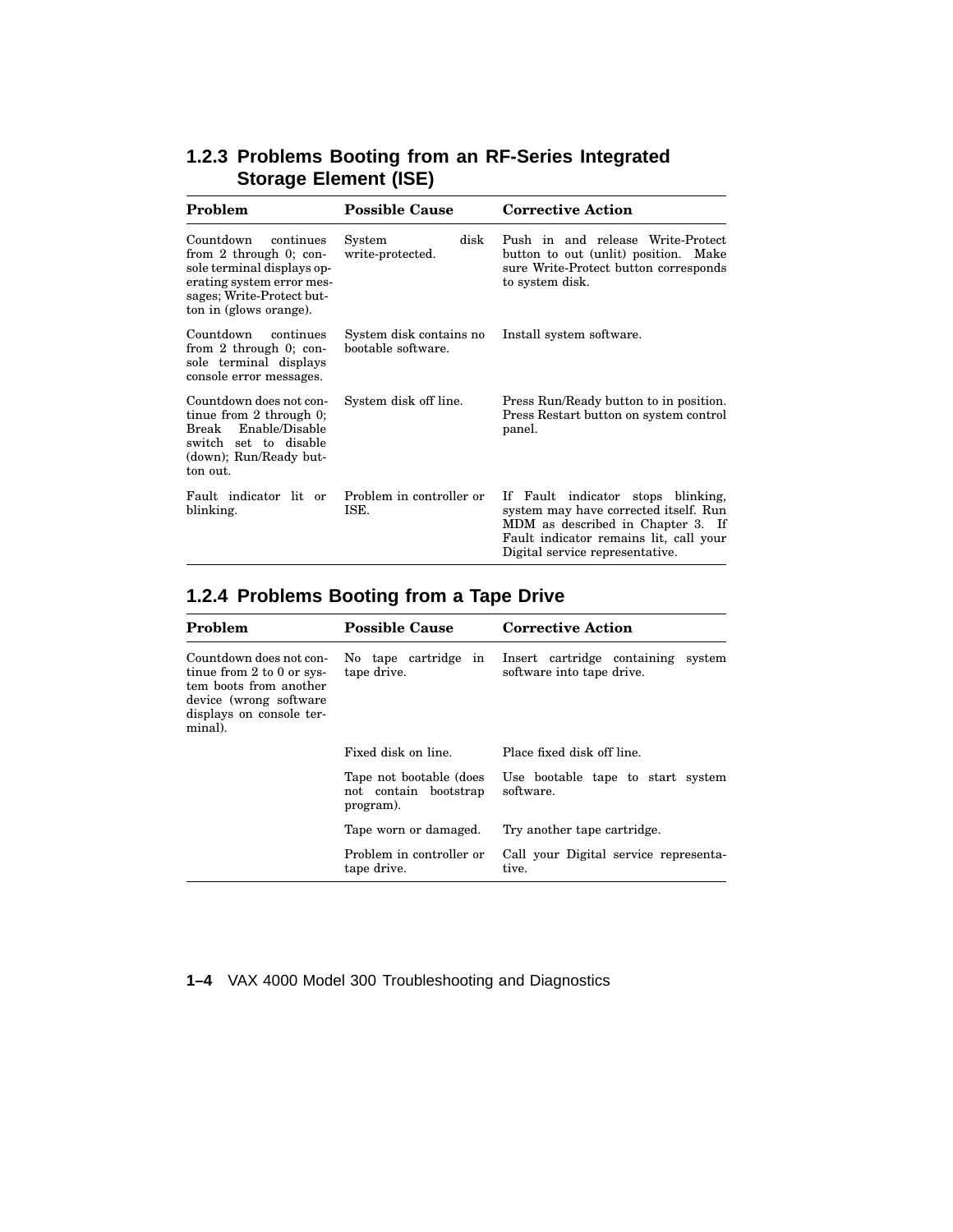### 1.2.3 Problems Booting from an RF-Series Integrated Storage Element (ISE)

| Problem | Possible Cause | Corrective Action |
|---|---|---|
| Countdown continues from 2 through 0; console terminal displays operating system error messages; Write-Protect button in (glows orange). | System disk write-protected. | Push in and release Write-Protect button to out (unlit) position. Make sure Write-Protect button corresponds to system disk. |
| Countdown continues from 2 through 0; console terminal displays console error messages. | System disk contains no bootable software. | Install system software. |
| Countdown does not continue from 2 through 0; Break Enable/Disable switch set to disable (down); Run/Ready button out. | System disk off line. | Press Run/Ready button to in position. Press Restart button on system control panel. |
| Fault indicator lit or blinking. | Problem in controller or ISE. | If Fault indicator stops blinking, system may have corrected itself. Run MDM as described in Chapter 3. If Fault indicator remains lit, call your Digital service representative. |

### 1.2.4 Problems Booting from a Tape Drive

| Problem | Possible Cause | Corrective Action |
|---|---|---|
| Countdown does not continue from 2 to 0 or system boots from another device (wrong software displays on console terminal). | No tape cartridge in tape drive. | Insert cartridge containing system software into tape drive. |
| | Fixed disk on line. | Place fixed disk off line. |
| | Tape not bootable (does not contain bootstrap program). | Use bootable tape to start system software. |
| | Tape worn or damaged. | Try another tape cartridge. |
| | Problem in controller or tape drive. | Call your Digital service representative. |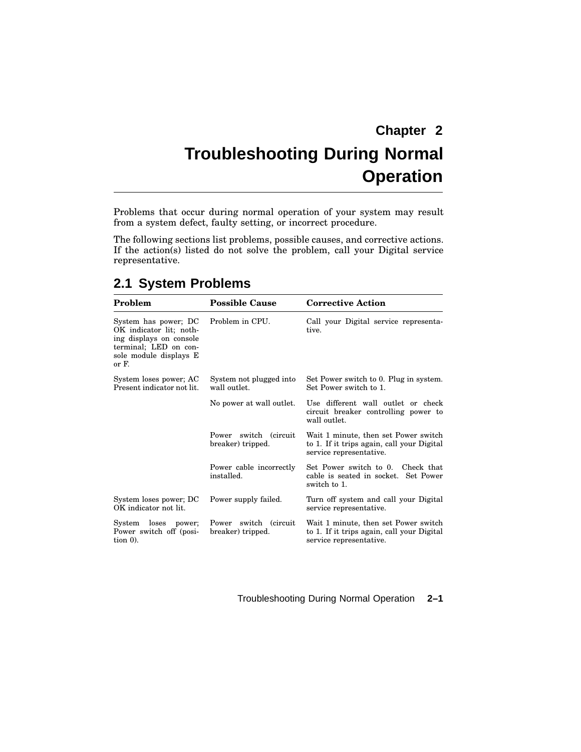# Chapter 2

# Troubleshooting During Normal Operation

Problems that occur during normal operation of your system may result from a system defect, faulty setting, or incorrect procedure.

The following sections list problems, possible causes, and corrective actions. If the action(s) listed do not solve the problem, call your Digital service representative.

## 2.1 System Problems

| Problem | Possible Cause | Corrective Action |
|---|---|---|
| System has power; DC OK indicator lit; nothing displays on console terminal; LED on console module displays E or F. | Problem in CPU. | Call your Digital service representative. |
| System loses power; AC Present indicator not lit. | System not plugged into wall outlet. | Set Power switch to 0. Plug in system. Set Power switch to 1. |
| | No power at wall outlet. | Use different wall outlet or check circuit breaker controlling power to wall outlet. |
| | Power switch (circuit breaker) tripped. | Wait 1 minute, then set Power switch to 1. If it trips again, call your Digital service representative. |
| | Power cable incorrectly installed. | Set Power switch to 0. Check that cable is seated in socket. Set Power switch to 1. |
| System loses power; DC OK indicator not lit. | Power supply failed. | Turn off system and call your Digital service representative. |
| System loses power; Power switch off (position 0). | Power switch (circuit breaker) tripped. | Wait 1 minute, then set Power switch to 1. If it trips again, call your Digital service representative. |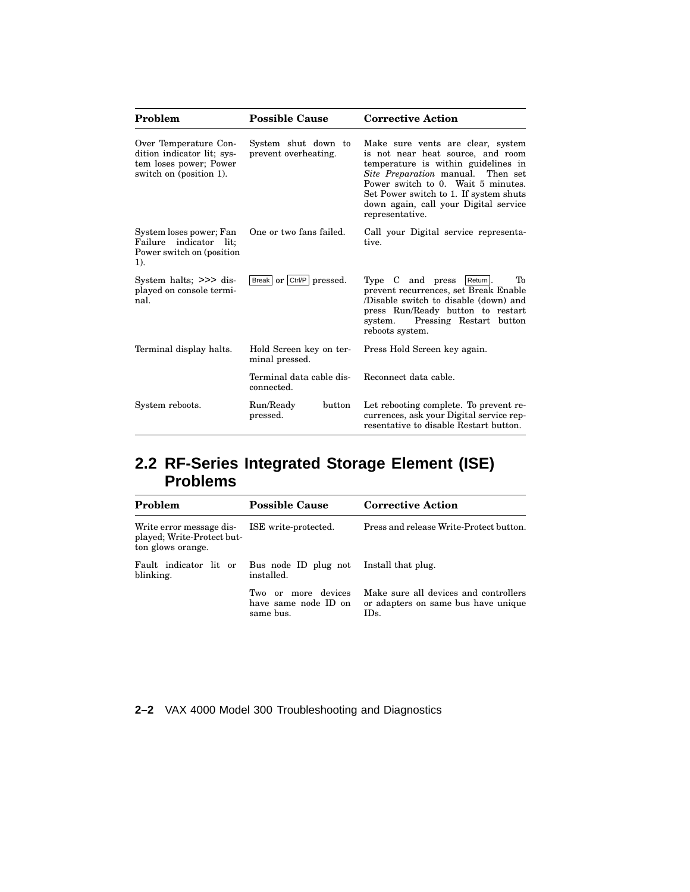| Problem | Possible Cause | Corrective Action |
|---|---|---|
| Over Temperature Condition indicator lit; system loses power; Power switch on (position 1). | System shut down to prevent overheating. | Make sure vents are clear, system is not near heat source, and room temperature is within guidelines in *Site Preparation* manual. Then set Power switch to 0. Wait 5 minutes. Set Power switch to 1. If system shuts down again, call your Digital service representative. |
| System loses power; Fan Failure indicator lit; Power switch on (position 1). | One or two fans failed. | Call your Digital service representative. |
| System halts; >>> displayed on console terminal. | Break or Ctrl/P pressed. | Type C and press Return. To prevent recurrences, set Break Enable /Disable switch to disable (down) and press Run/Ready button to restart system. Pressing Restart button reboots system. |
| Terminal display halts. | Hold Screen key on terminal pressed. | Press Hold Screen key again. |
| | Terminal data cable disconnected. | Reconnect data cable. |
| System reboots. | Run/Ready button pressed. | Let rebooting complete. To prevent recurrences, ask your Digital service representative to disable Restart button. |

## 2.2 RF-Series Integrated Storage Element (ISE) Problems

| Problem | Possible Cause | Corrective Action |
|---|---|---|
| Write error message displayed; Write-Protect button glows orange. | ISE write-protected. | Press and release Write-Protect button. |
| Fault indicator lit or blinking. | Bus node ID plug not installed. | Install that plug. |
| | Two or more devices have same node ID on same bus. | Make sure all devices and controllers or adapters on same bus have unique IDs. |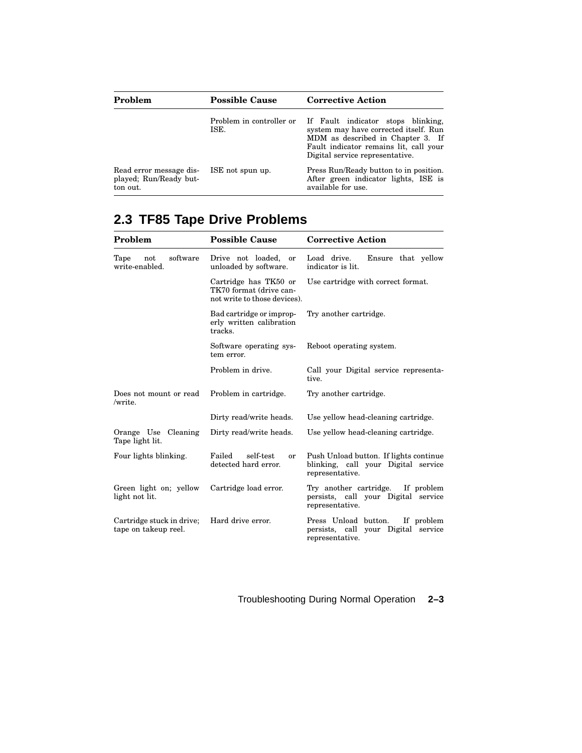| Problem | Possible Cause | Corrective Action |
| --- | --- | --- |
| | Problem in controller or ISE. | If Fault indicator stops blinking, system may have corrected itself. Run MDM as described in Chapter 3. If Fault indicator remains lit, call your Digital service representative. |
| Read error message displayed; Run/Ready button out. | ISE not spun up. | Press Run/Ready button to in position. After green indicator lights, ISE is available for use. |

## 2.3 TF85 Tape Drive Problems

| Problem | Possible Cause | Corrective Action |
| --- | --- | --- |
| Tape not software write-enabled. | Drive not loaded, or unloaded by software. | Load drive. Ensure that yellow indicator is lit. |
| | Cartridge has TK50 or TK70 format (drive cannot write to those devices). | Use cartridge with correct format. |
| | Bad cartridge or improperly written calibration tracks. | Try another cartridge. |
| | Software operating system error. | Reboot operating system. |
| | Problem in drive. | Call your Digital service representative. |
| Does not mount or read /write. | Problem in cartridge. | Try another cartridge. |
| | Dirty read/write heads. | Use yellow head-cleaning cartridge. |
| Orange Use Cleaning Tape light lit. | Dirty read/write heads. | Use yellow head-cleaning cartridge. |
| Four lights blinking. | Failed self-test or detected hard error. | Push Unload button. If lights continue blinking, call your Digital service representative. |
| Green light on; yellow light not lit. | Cartridge load error. | Try another cartridge. If problem persists, call your Digital service representative. |
| Cartridge stuck in drive; tape on takeup reel. | Hard drive error. | Press Unload button. If problem persists, call your Digital service representative. |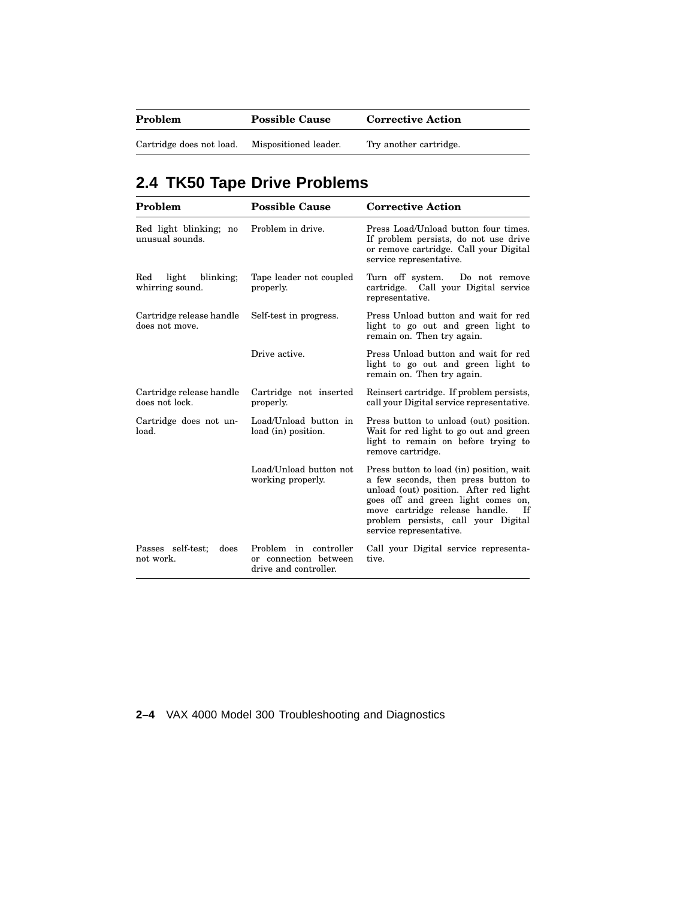| Problem | Possible Cause | Corrective Action |
| --- | --- | --- |
| Cartridge does not load. | Mispositioned leader. | Try another cartridge. |

## 2.4 TK50 Tape Drive Problems

| Problem | Possible Cause | Corrective Action |
| --- | --- | --- |
| Red light blinking; no unusual sounds. | Problem in drive. | Press Load/Unload button four times. If problem persists, do not use drive or remove cartridge. Call your Digital service representative. |
| Red light blinking; whirring sound. | Tape leader not coupled properly. | Turn off system. Do not remove cartridge. Call your Digital service representative. |
| Cartridge release handle does not move. | Self-test in progress. | Press Unload button and wait for red light to go out and green light to remain on. Then try again. |
| | Drive active. | Press Unload button and wait for red light to go out and green light to remain on. Then try again. |
| Cartridge release handle does not lock. | Cartridge not inserted properly. | Reinsert cartridge. If problem persists, call your Digital service representative. |
| Cartridge does not unload. | Load/Unload button in load (in) position. | Press button to unload (out) position. Wait for red light to go out and green light to remain on before trying to remove cartridge. |
| | Load/Unload button not working properly. | Press button to load (in) position, wait a few seconds, then press button to unload (out) position. After red light goes off and green light comes on, move cartridge release handle. If problem persists, call your Digital service representative. |
| Passes self-test; does not work. | Problem in controller or connection between drive and controller. | Call your Digital service representative. |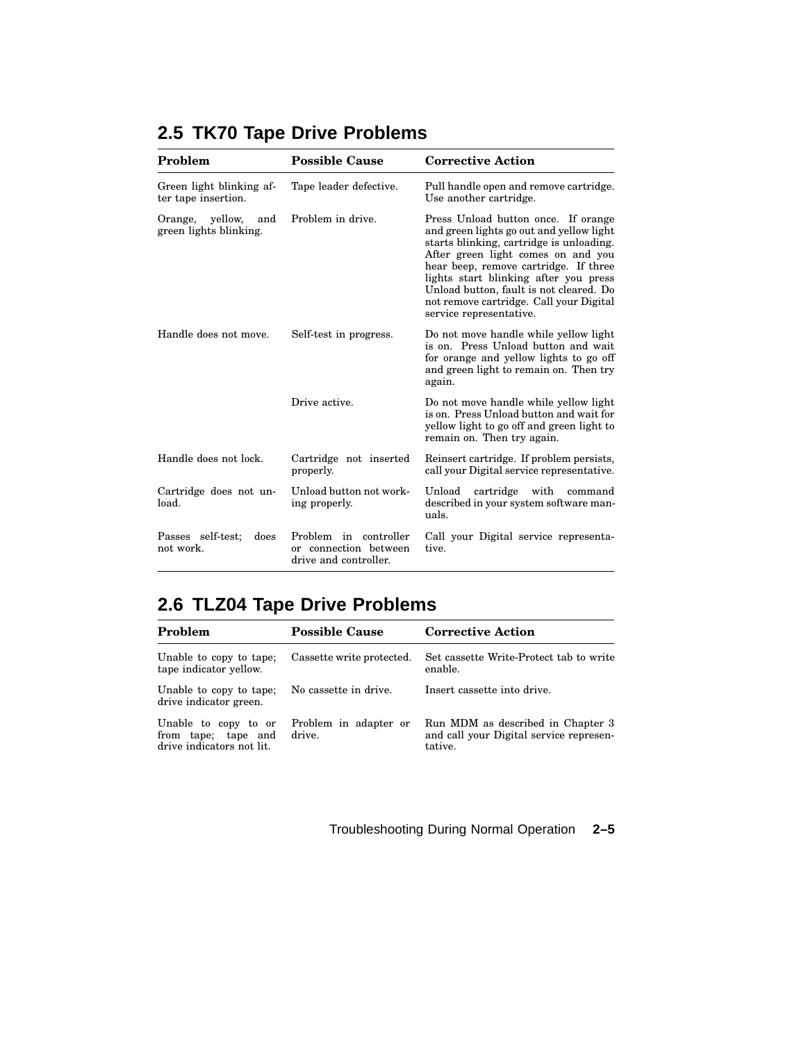## 2.5 TK70 Tape Drive Problems

| Problem | Possible Cause | Corrective Action |
|---|---|---|
| Green light blinking after tape insertion. | Tape leader defective. | Pull handle open and remove cartridge. Use another cartridge. |
| Orange, yellow, and green lights blinking. | Problem in drive. | Press Unload button once. If orange and green lights go out and yellow light starts blinking, cartridge is unloading. After green light comes on and you hear beep, remove cartridge. If three lights start blinking after you press Unload button, fault is not cleared. Do not remove cartridge. Call your Digital service representative. |
| Handle does not move. | Self-test in progress. | Do not move handle while yellow light is on. Press Unload button and wait for orange and yellow lights to go off and green light to remain on. Then try again. |
| | Drive active. | Do not move handle while yellow light is on. Press Unload button and wait for yellow light to go off and green light to remain on. Then try again. |
| Handle does not lock. | Cartridge not inserted properly. | Reinsert cartridge. If problem persists, call your Digital service representative. |
| Cartridge does not unload. | Unload button not working properly. | Unload cartridge with command described in your system software manuals. |
| Passes self-test; does not work. | Problem in controller or connection between drive and controller. | Call your Digital service representative. |

## 2.6 TLZ04 Tape Drive Problems

| Problem | Possible Cause | Corrective Action |
|---|---|---|
| Unable to copy to tape; tape indicator yellow. | Cassette write protected. | Set cassette Write-Protect tab to write enable. |
| Unable to copy to tape; drive indicator green. | No cassette in drive. | Insert cassette into drive. |
| Unable to copy to or from tape; tape and drive indicators not lit. | Problem in adapter or drive. | Run MDM as described in Chapter 3 and call your Digital service representative. |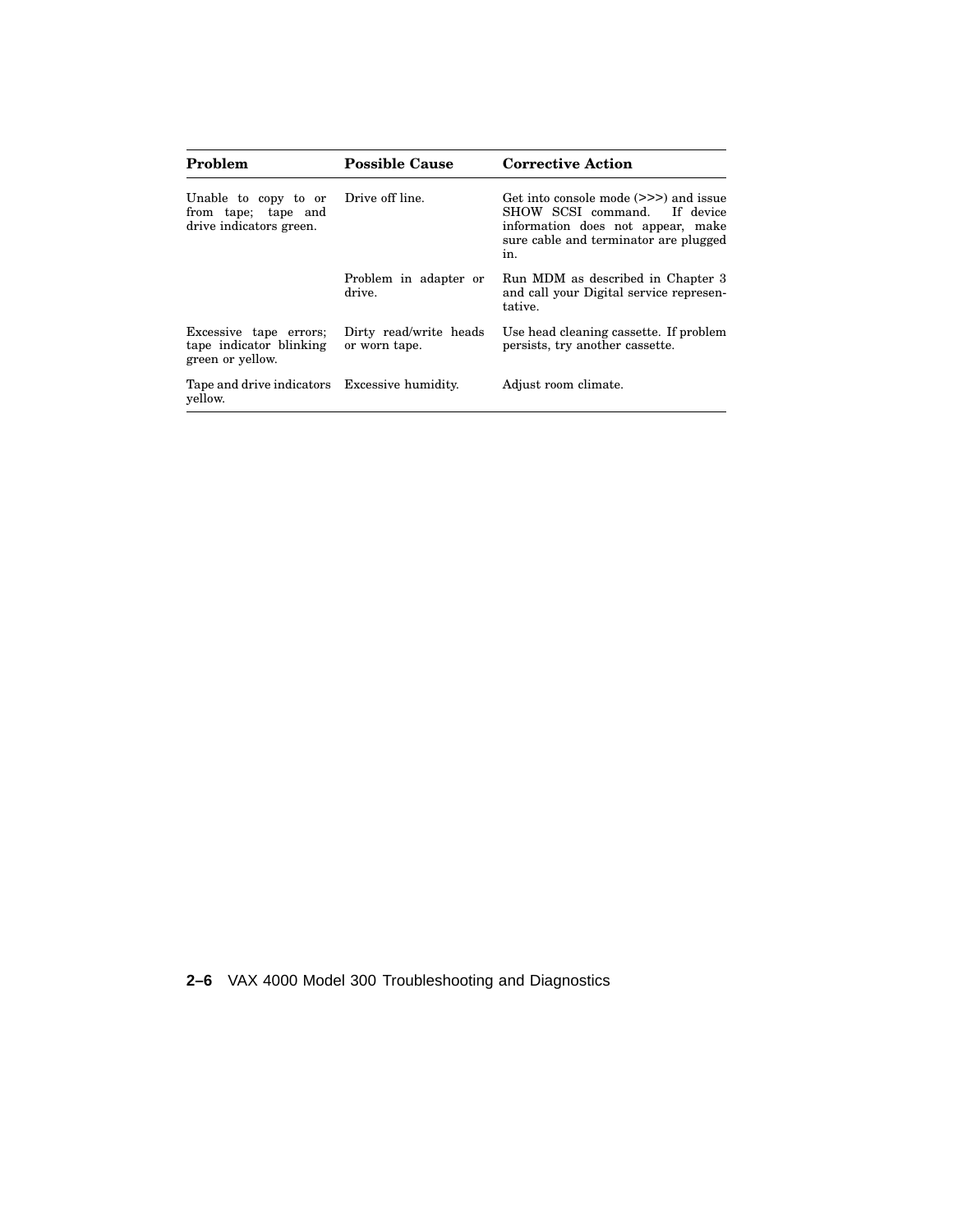| Problem | Possible Cause | Corrective Action |
|---|---|---|
| Unable to copy to or from tape; tape and drive indicators green. | Drive off line. | Get into console mode (>>>) and issue SHOW SCSI command. If device information does not appear, make sure cable and terminator are plugged in. |
| | Problem in adapter or drive. | Run MDM as described in Chapter 3 and call your Digital service representative. |
| Excessive tape errors; tape indicator blinking green or yellow. | Dirty read/write heads or worn tape. | Use head cleaning cassette. If problem persists, try another cassette. |
| Tape and drive indicators yellow. | Excessive humidity. | Adjust room climate. |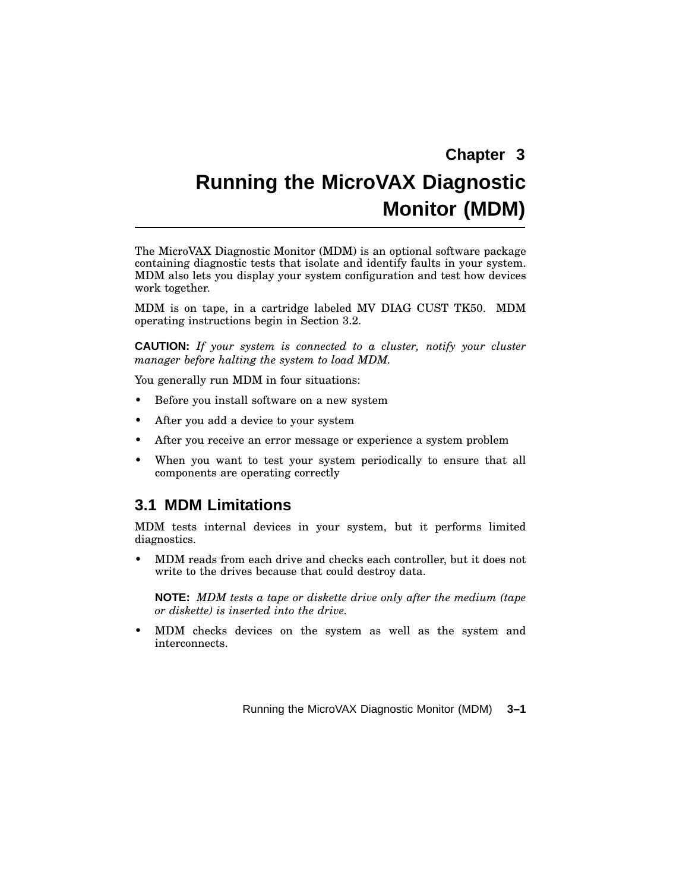# Chapter 3

# Running the MicroVAX Diagnostic Monitor (MDM)

The MicroVAX Diagnostic Monitor (MDM) is an optional software package containing diagnostic tests that isolate and identify faults in your system. MDM also lets you display your system configuration and test how devices work together.

MDM is on tape, in a cartridge labeled MV DIAG CUST TK50. MDM operating instructions begin in Section 3.2.

**CAUTION:** *If your system is connected to a cluster, notify your cluster manager before halting the system to load MDM.*

You generally run MDM in four situations:

- Before you install software on a new system
- After you add a device to your system
- After you receive an error message or experience a system problem
- When you want to test your system periodically to ensure that all components are operating correctly

## 3.1 MDM Limitations

MDM tests internal devices in your system, but it performs limited diagnostics.

- MDM reads from each drive and checks each controller, but it does not write to the drives because that could destroy data.

  **NOTE:** *MDM tests a tape or diskette drive only after the medium (tape or diskette) is inserted into the drive.*

- MDM checks devices on the system as well as the system and interconnects.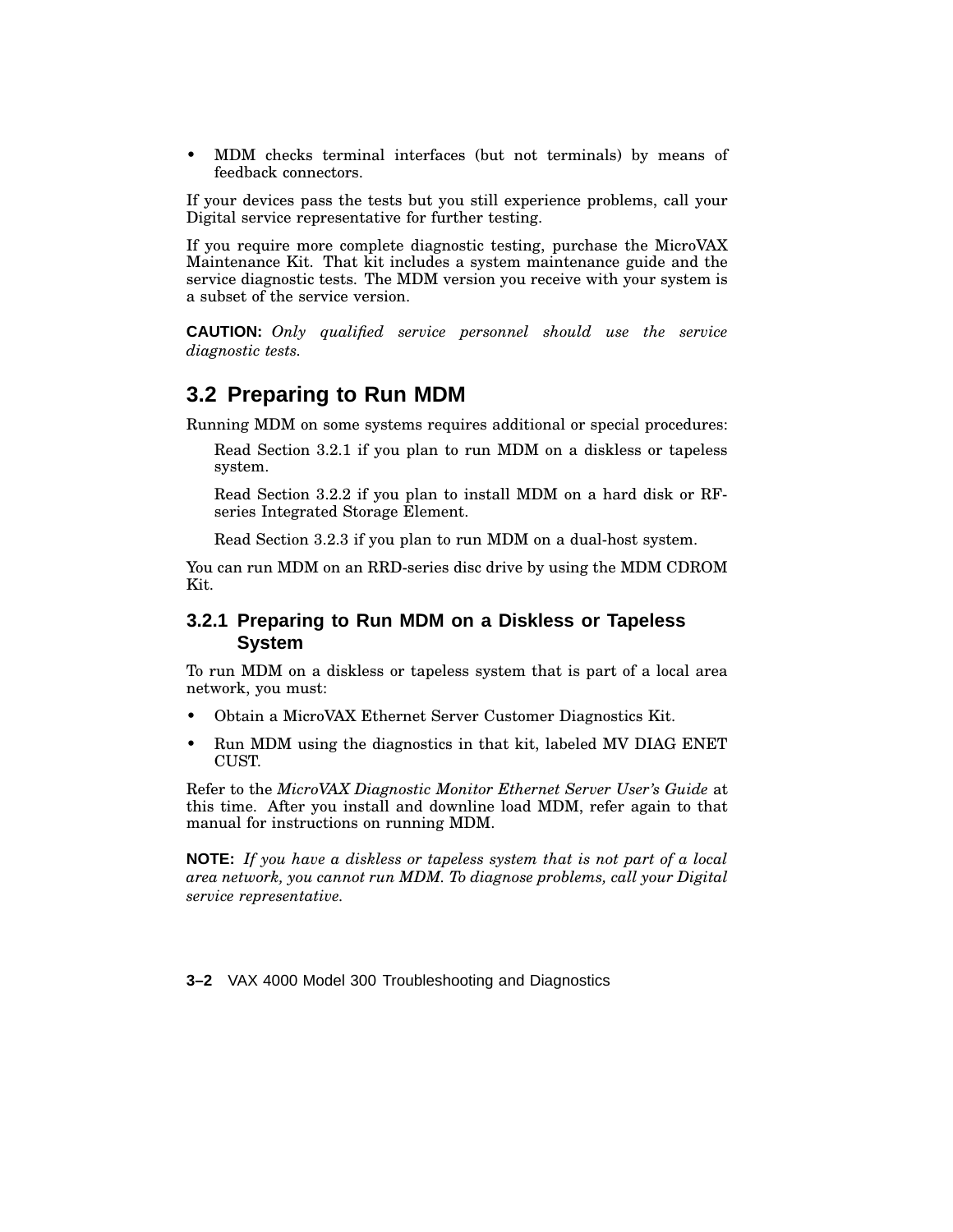- MDM checks terminal interfaces (but not terminals) by means of feedback connectors.

If your devices pass the tests but you still experience problems, call your Digital service representative for further testing.

If you require more complete diagnostic testing, purchase the MicroVAX Maintenance Kit. That kit includes a system maintenance guide and the service diagnostic tests. The MDM version you receive with your system is a subset of the service version.

**CAUTION:** *Only qualified service personnel should use the service diagnostic tests.*

## 3.2 Preparing to Run MDM

Running MDM on some systems requires additional or special procedures:

Read Section 3.2.1 if you plan to run MDM on a diskless or tapeless system.

Read Section 3.2.2 if you plan to install MDM on a hard disk or RF-series Integrated Storage Element.

Read Section 3.2.3 if you plan to run MDM on a dual-host system.

You can run MDM on an RRD-series disc drive by using the MDM CDROM Kit.

### 3.2.1 Preparing to Run MDM on a Diskless or Tapeless System

To run MDM on a diskless or tapeless system that is part of a local area network, you must:

- Obtain a MicroVAX Ethernet Server Customer Diagnostics Kit.
- Run MDM using the diagnostics in that kit, labeled MV DIAG ENET CUST.

Refer to the *MicroVAX Diagnostic Monitor Ethernet Server User's Guide* at this time. After you install and downline load MDM, refer again to that manual for instructions on running MDM.

**NOTE:** *If you have a diskless or tapeless system that is not part of a local area network, you cannot run MDM. To diagnose problems, call your Digital service representative.*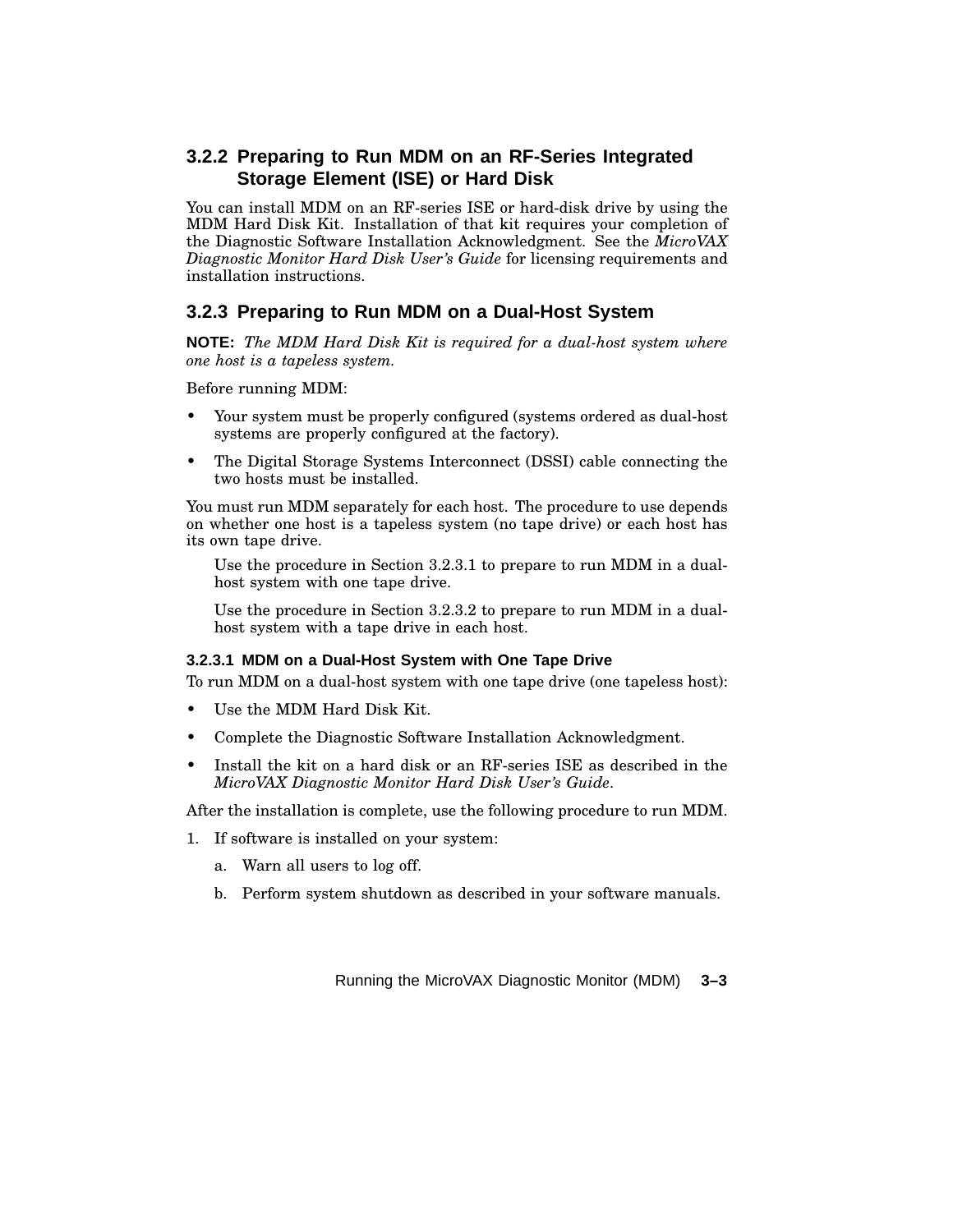### 3.2.2 Preparing to Run MDM on an RF-Series Integrated Storage Element (ISE) or Hard Disk

You can install MDM on an RF-series ISE or hard-disk drive by using the MDM Hard Disk Kit. Installation of that kit requires your completion of the Diagnostic Software Installation Acknowledgment. See the *MicroVAX Diagnostic Monitor Hard Disk User's Guide* for licensing requirements and installation instructions.

### 3.2.3 Preparing to Run MDM on a Dual-Host System

**NOTE:** *The MDM Hard Disk Kit is required for a dual-host system where one host is a tapeless system.*

Before running MDM:

- Your system must be properly configured (systems ordered as dual-host systems are properly configured at the factory).
- The Digital Storage Systems Interconnect (DSSI) cable connecting the two hosts must be installed.

You must run MDM separately for each host. The procedure to use depends on whether one host is a tapeless system (no tape drive) or each host has its own tape drive.

Use the procedure in Section 3.2.3.1 to prepare to run MDM in a dual-host system with one tape drive.

Use the procedure in Section 3.2.3.2 to prepare to run MDM in a dual-host system with a tape drive in each host.

#### 3.2.3.1 MDM on a Dual-Host System with One Tape Drive

To run MDM on a dual-host system with one tape drive (one tapeless host):

- Use the MDM Hard Disk Kit.
- Complete the Diagnostic Software Installation Acknowledgment.
- Install the kit on a hard disk or an RF-series ISE as described in the *MicroVAX Diagnostic Monitor Hard Disk User's Guide*.

After the installation is complete, use the following procedure to run MDM.

1. If software is installed on your system:
   a. Warn all users to log off.
   b. Perform system shutdown as described in your software manuals.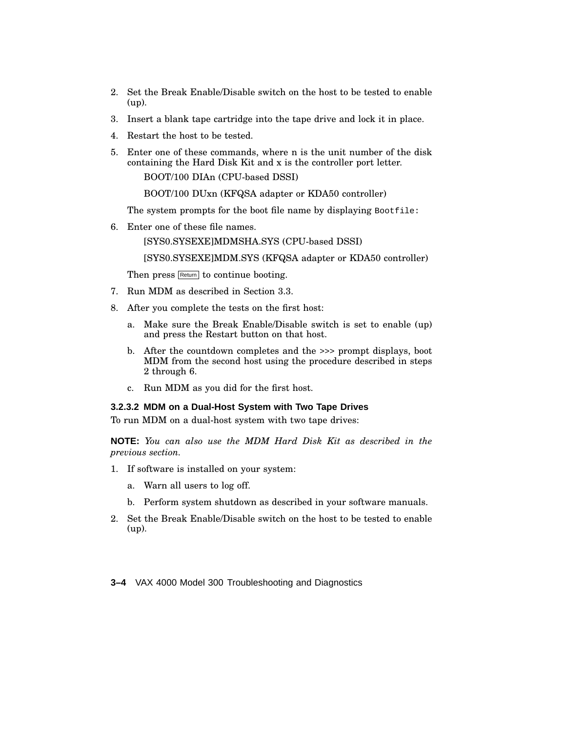2. Set the Break Enable/Disable switch on the host to be tested to enable (up).
3. Insert a blank tape cartridge into the tape drive and lock it in place.
4. Restart the host to be tested.
5. Enter one of these commands, where n is the unit number of the disk containing the Hard Disk Kit and x is the controller port letter.

   BOOT/100 DIAn (CPU-based DSSI)

   BOOT/100 DUxn (KFQSA adapter or KDA50 controller)

   The system prompts for the boot file name by displaying `Bootfile:`
6. Enter one of these file names.

   [SYS0.SYSEXE]MDMSHA.SYS (CPU-based DSSI)

   [SYS0.SYSEXE]MDM.SYS (KFQSA adapter or KDA50 controller)

   Then press Return to continue booting.
7. Run MDM as described in Section 3.3.
8. After you complete the tests on the first host:
   a. Make sure the Break Enable/Disable switch is set to enable (up) and press the Restart button on that host.
   b. After the countdown completes and the >>> prompt displays, boot MDM from the second host using the procedure described in steps 2 through 6.
   c. Run MDM as you did for the first host.

#### 3.2.3.2 MDM on a Dual-Host System with Two Tape Drives

To run MDM on a dual-host system with two tape drives:

**NOTE:** *You can also use the MDM Hard Disk Kit as described in the previous section.*

1. If software is installed on your system:
   a. Warn all users to log off.
   b. Perform system shutdown as described in your software manuals.
2. Set the Break Enable/Disable switch on the host to be tested to enable (up).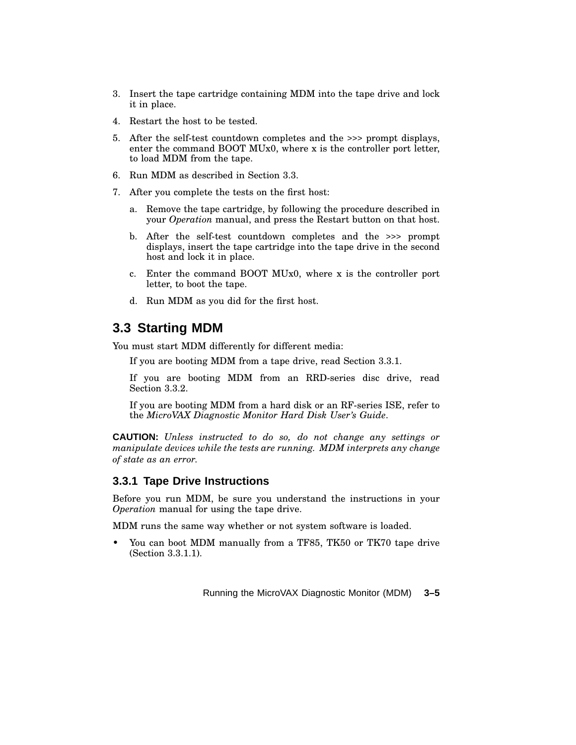3. Insert the tape cartridge containing MDM into the tape drive and lock it in place.
4. Restart the host to be tested.
5. After the self-test countdown completes and the >>> prompt displays, enter the command BOOT MUx0, where x is the controller port letter, to load MDM from the tape.
6. Run MDM as described in Section 3.3.
7. After you complete the tests on the first host:
   a. Remove the tape cartridge, by following the procedure described in your *Operation* manual, and press the Restart button on that host.
   b. After the self-test countdown completes and the >>> prompt displays, insert the tape cartridge into the tape drive in the second host and lock it in place.
   c. Enter the command BOOT MUx0, where x is the controller port letter, to boot the tape.
   d. Run MDM as you did for the first host.

## 3.3 Starting MDM

You must start MDM differently for different media:

If you are booting MDM from a tape drive, read Section 3.3.1.

If you are booting MDM from an RRD-series disc drive, read Section 3.3.2.

If you are booting MDM from a hard disk or an RF-series ISE, refer to the *MicroVAX Diagnostic Monitor Hard Disk User's Guide*.

**CAUTION:** *Unless instructed to do so, do not change any settings or manipulate devices while the tests are running. MDM interprets any change of state as an error.*

### 3.3.1 Tape Drive Instructions

Before you run MDM, be sure you understand the instructions in your *Operation* manual for using the tape drive.

MDM runs the same way whether or not system software is loaded.

- You can boot MDM manually from a TF85, TK50 or TK70 tape drive (Section 3.3.1.1).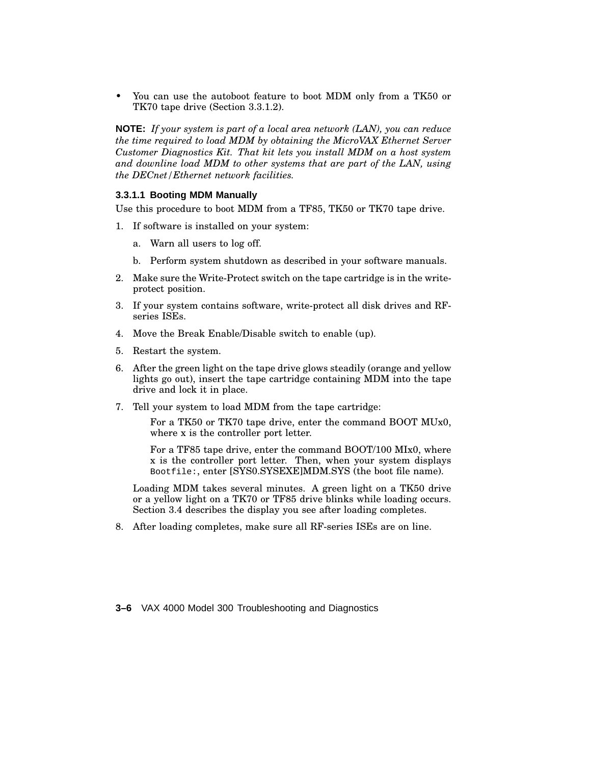- You can use the autoboot feature to boot MDM only from a TK50 or TK70 tape drive (Section 3.3.1.2).

**NOTE:** *If your system is part of a local area network (LAN), you can reduce the time required to load MDM by obtaining the MicroVAX Ethernet Server Customer Diagnostics Kit. That kit lets you install MDM on a host system and downline load MDM to other systems that are part of the LAN, using the DECnet/Ethernet network facilities.*

#### 3.3.1.1 Booting MDM Manually

Use this procedure to boot MDM from a TF85, TK50 or TK70 tape drive.

1. If software is installed on your system:
   a. Warn all users to log off.
   b. Perform system shutdown as described in your software manuals.
2. Make sure the Write-Protect switch on the tape cartridge is in the write-protect position.
3. If your system contains software, write-protect all disk drives and RF-series ISEs.
4. Move the Break Enable/Disable switch to enable (up).
5. Restart the system.
6. After the green light on the tape drive glows steadily (orange and yellow lights go out), insert the tape cartridge containing MDM into the tape drive and lock it in place.
7. Tell your system to load MDM from the tape cartridge:

   For a TK50 or TK70 tape drive, enter the command BOOT MUx0, where x is the controller port letter.

   For a TF85 tape drive, enter the command BOOT/100 MIx0, where x is the controller port letter. Then, when your system displays `Bootfile:`, enter [SYS0.SYSEXE]MDM.SYS (the boot file name).

   Loading MDM takes several minutes. A green light on a TK50 drive or a yellow light on a TK70 or TF85 drive blinks while loading occurs. Section 3.4 describes the display you see after loading completes.
8. After loading completes, make sure all RF-series ISEs are on line.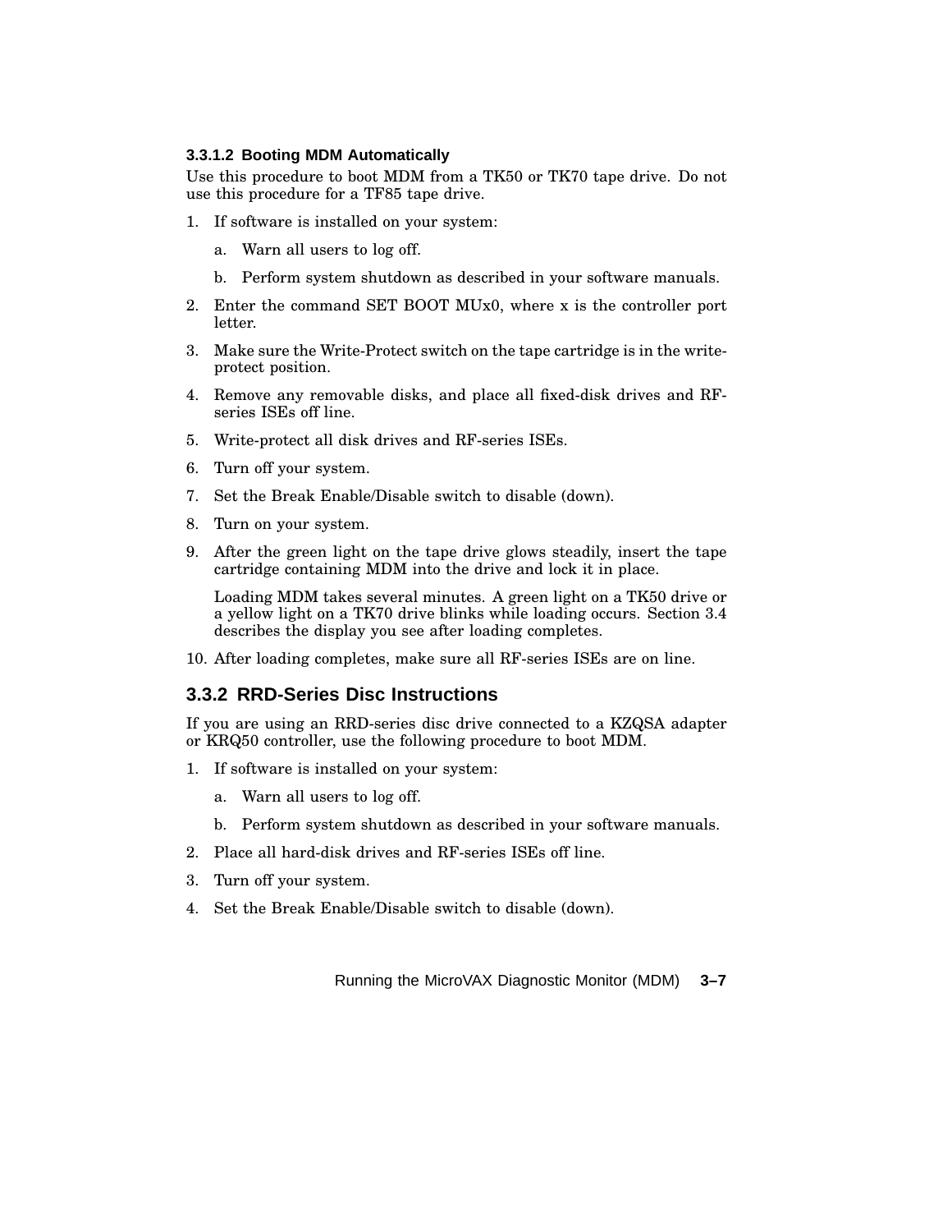#### 3.3.1.2 Booting MDM Automatically

Use this procedure to boot MDM from a TK50 or TK70 tape drive. Do not use this procedure for a TF85 tape drive.

1. If software is installed on your system:
   a. Warn all users to log off.
   b. Perform system shutdown as described in your software manuals.
2. Enter the command SET BOOT MUx0, where x is the controller port letter.
3. Make sure the Write-Protect switch on the tape cartridge is in the write-protect position.
4. Remove any removable disks, and place all fixed-disk drives and RF-series ISEs off line.
5. Write-protect all disk drives and RF-series ISEs.
6. Turn off your system.
7. Set the Break Enable/Disable switch to disable (down).
8. Turn on your system.
9. After the green light on the tape drive glows steadily, insert the tape cartridge containing MDM into the drive and lock it in place.

   Loading MDM takes several minutes. A green light on a TK50 drive or a yellow light on a TK70 drive blinks while loading occurs. Section 3.4 describes the display you see after loading completes.
10. After loading completes, make sure all RF-series ISEs are on line.

### 3.3.2 RRD-Series Disc Instructions

If you are using an RRD-series disc drive connected to a KZQSA adapter or KRQ50 controller, use the following procedure to boot MDM.

1. If software is installed on your system:
   a. Warn all users to log off.
   b. Perform system shutdown as described in your software manuals.
2. Place all hard-disk drives and RF-series ISEs off line.
3. Turn off your system.
4. Set the Break Enable/Disable switch to disable (down).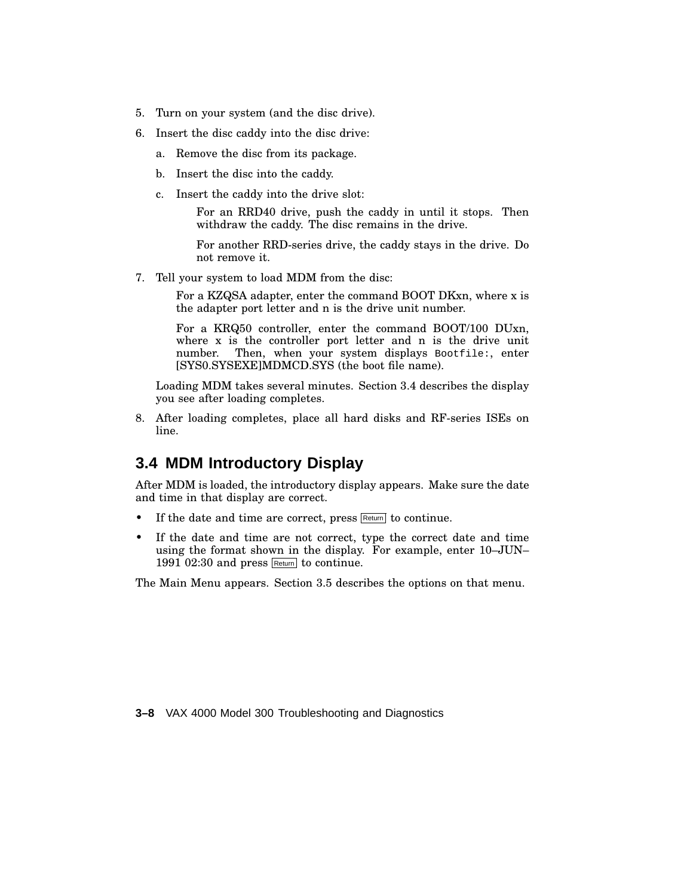5. Turn on your system (and the disc drive).
6. Insert the disc caddy into the disc drive:
   a. Remove the disc from its package.
   b. Insert the disc into the caddy.
   c. Insert the caddy into the drive slot:

      For an RRD40 drive, push the caddy in until it stops. Then withdraw the caddy. The disc remains in the drive.

      For another RRD-series drive, the caddy stays in the drive. Do not remove it.
7. Tell your system to load MDM from the disc:

   For a KZQSA adapter, enter the command BOOT DKxn, where x is the adapter port letter and n is the drive unit number.

   For a KRQ50 controller, enter the command BOOT/100 DUxn, where x is the controller port letter and n is the drive unit number. Then, when your system displays `Bootfile:`, enter [SYS0.SYSEXE]MDMCD.SYS (the boot file name).

   Loading MDM takes several minutes. Section 3.4 describes the display you see after loading completes.
8. After loading completes, place all hard disks and RF-series ISEs on line.

## 3.4 MDM Introductory Display

After MDM is loaded, the introductory display appears. Make sure the date and time in that display are correct.

- If the date and time are correct, press Return to continue.
- If the date and time are not correct, type the correct date and time using the format shown in the display. For example, enter 10–JUN–1991 02:30 and press Return to continue.

The Main Menu appears. Section 3.5 describes the options on that menu.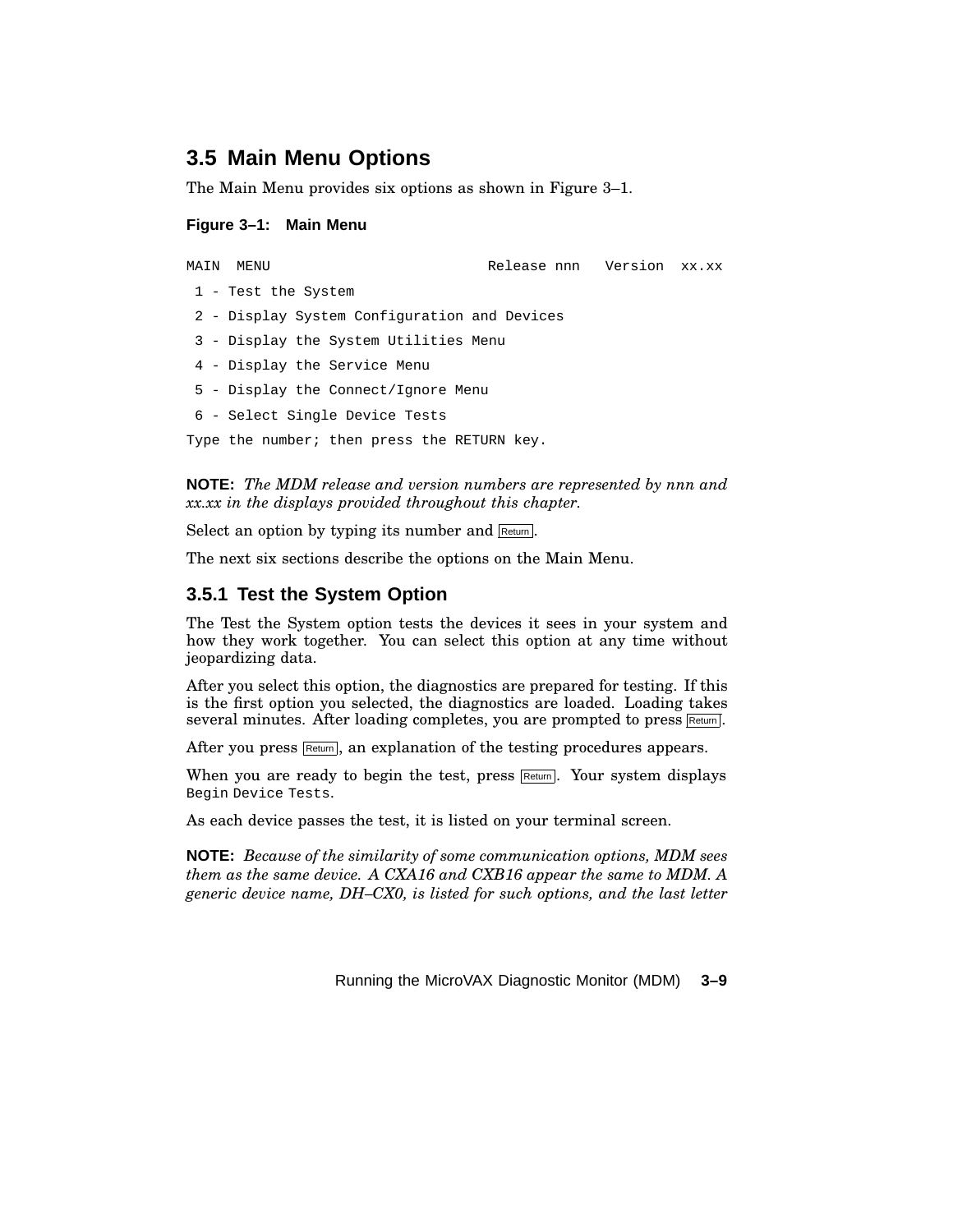## 3.5 Main Menu Options

The Main Menu provides six options as shown in Figure 3–1.

**Figure 3–1: Main Menu**

```
MAIN  MENU                    Release nnn   Version  xx.xx

 1 - Test the System

 2 - Display System Configuration and Devices

 3 - Display the System Utilities Menu

 4 - Display the Service Menu

 5 - Display the Connect/Ignore Menu

 6 - Select Single Device Tests

Type the number; then press the RETURN key.
```

**NOTE:** *The MDM release and version numbers are represented by nnn and xx.xx in the displays provided throughout this chapter.*

Select an option by typing its number and Return.

The next six sections describe the options on the Main Menu.

### 3.5.1 Test the System Option

The Test the System option tests the devices it sees in your system and how they work together. You can select this option at any time without jeopardizing data.

After you select this option, the diagnostics are prepared for testing. If this is the first option you selected, the diagnostics are loaded. Loading takes several minutes. After loading completes, you are prompted to press Return.

After you press Return, an explanation of the testing procedures appears.

When you are ready to begin the test, press Return. Your system displays `Begin Device Tests`.

As each device passes the test, it is listed on your terminal screen.

**NOTE:** *Because of the similarity of some communication options, MDM sees them as the same device. A CXA16 and CXB16 appear the same to MDM. A generic device name, DH–CX0, is listed for such options, and the last letter*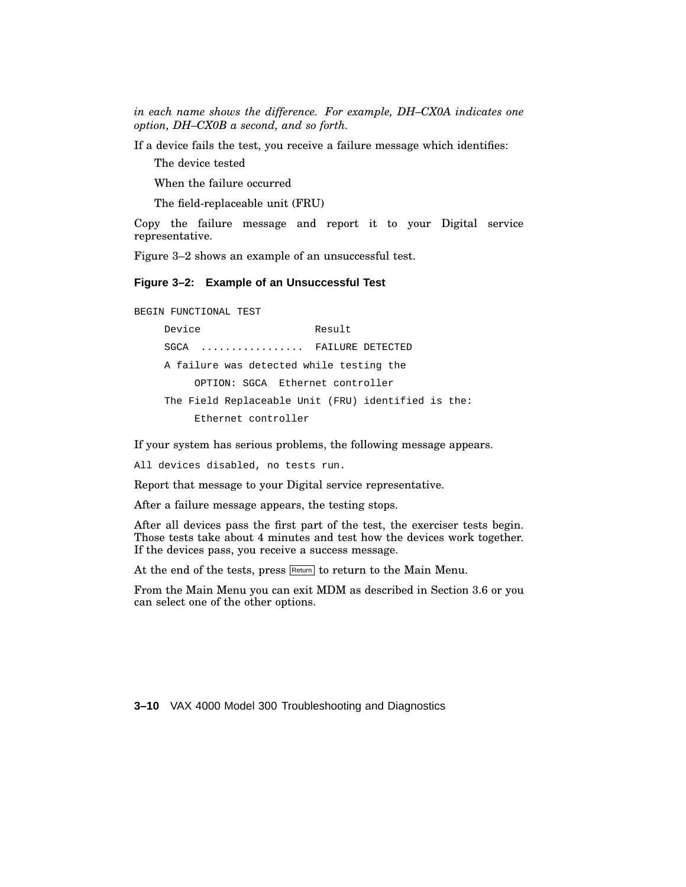*in each name shows the difference. For example, DH–CX0A indicates one option, DH–CX0B a second, and so forth.*

If a device fails the test, you receive a failure message which identifies:

The device tested

When the failure occurred

The field-replaceable unit (FRU)

Copy the failure message and report it to your Digital service representative.

Figure 3–2 shows an example of an unsuccessful test.

**Figure 3–2: Example of an Unsuccessful Test**

```
BEGIN FUNCTIONAL TEST

     Device                  Result

     SGCA  ................. FAILURE DETECTED

     A failure was detected while testing the

          OPTION: SGCA  Ethernet controller

     The Field Replaceable Unit (FRU) identified is the:

          Ethernet controller
```

If your system has serious problems, the following message appears.

```
All devices disabled, no tests run.
```

Report that message to your Digital service representative.

After a failure message appears, the testing stops.

After all devices pass the first part of the test, the exerciser tests begin. Those tests take about 4 minutes and test how the devices work together. If the devices pass, you receive a success message.

At the end of the tests, press Return to return to the Main Menu.

From the Main Menu you can exit MDM as described in Section 3.6 or you can select one of the other options.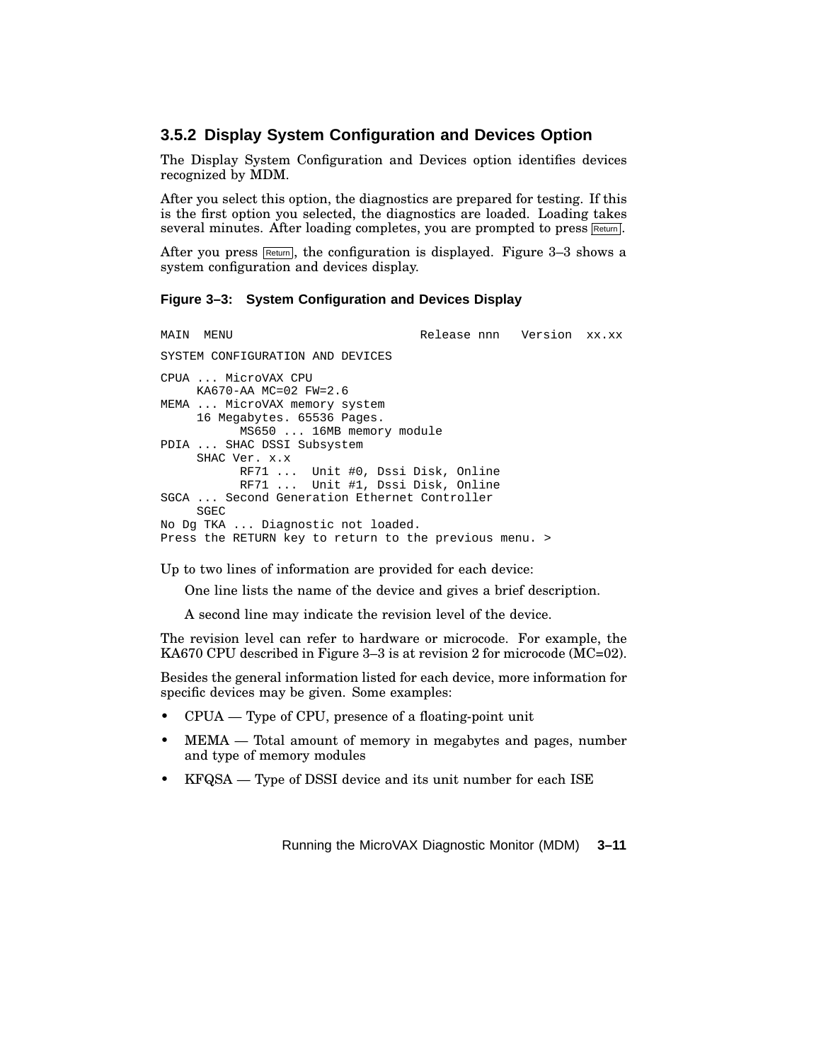### 3.5.2 Display System Configuration and Devices Option

The Display System Configuration and Devices option identifies devices recognized by MDM.

After you select this option, the diagnostics are prepared for testing. If this is the first option you selected, the diagnostics are loaded. Loading takes several minutes. After loading completes, you are prompted to press Return.

After you press Return, the configuration is displayed. Figure 3–3 shows a system configuration and devices display.

**Figure 3–3: System Configuration and Devices Display**

```
MAIN  MENU                         Release nnn   Version  xx.xx

SYSTEM CONFIGURATION AND DEVICES

CPUA ... MicroVAX CPU
     KA670-AA MC=02 FW=2.6
MEMA ... MicroVAX memory system
     16 Megabytes. 65536 Pages.
           MS650 ... 16MB memory module
PDIA ... SHAC DSSI Subsystem
     SHAC Ver. x.x
           RF71 ...  Unit #0, Dssi Disk, Online
           RF71 ...  Unit #1, Dssi Disk, Online
SGCA ... Second Generation Ethernet Controller
     SGEC
No Dg TKA ... Diagnostic not loaded.
Press the RETURN key to return to the previous menu. >
```

Up to two lines of information are provided for each device:

One line lists the name of the device and gives a brief description.

A second line may indicate the revision level of the device.

The revision level can refer to hardware or microcode. For example, the KA670 CPU described in Figure 3–3 is at revision 2 for microcode (MC=02).

Besides the general information listed for each device, more information for specific devices may be given. Some examples:

- CPUA — Type of CPU, presence of a floating-point unit
- MEMA — Total amount of memory in megabytes and pages, number and type of memory modules
- KFQSA — Type of DSSI device and its unit number for each ISE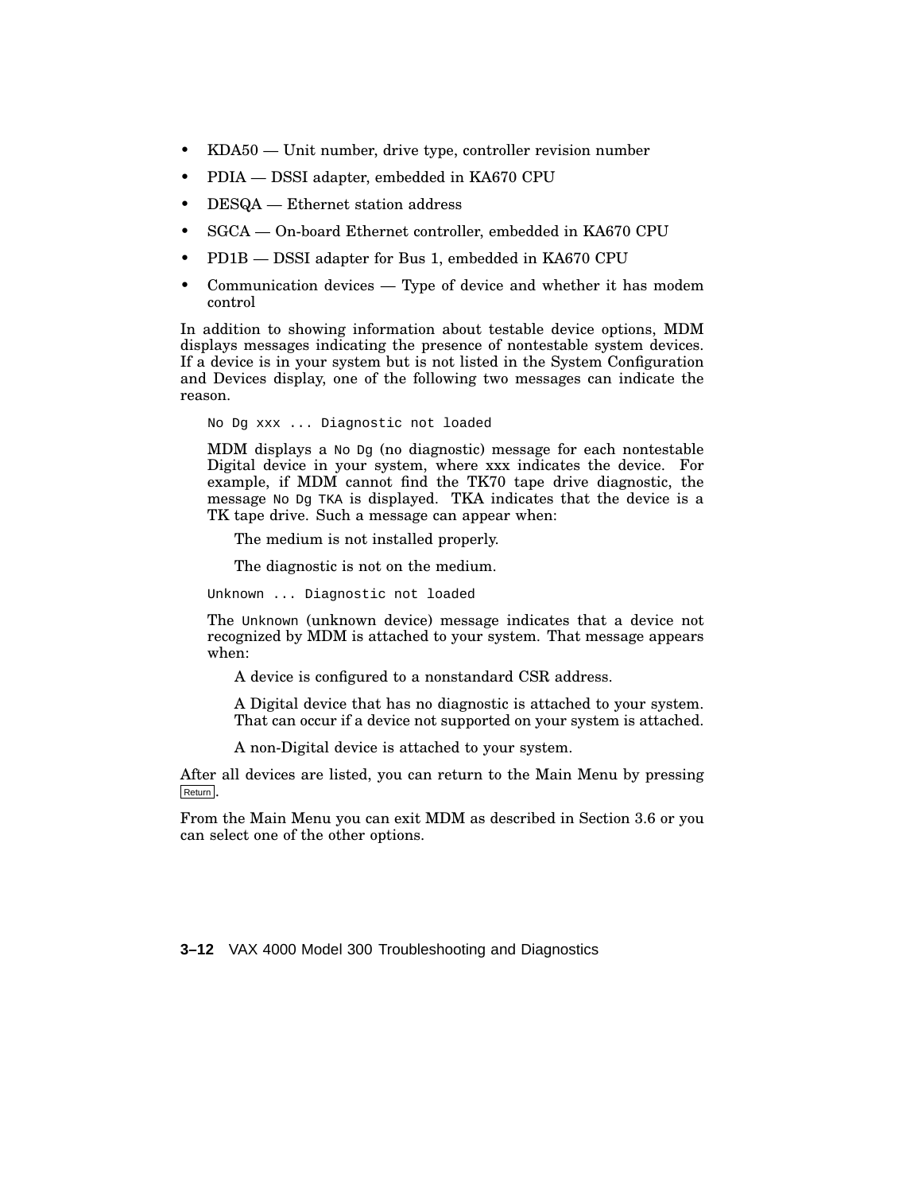- KDA50 — Unit number, drive type, controller revision number
- PDIA — DSSI adapter, embedded in KA670 CPU
- DESQA — Ethernet station address
- SGCA — On-board Ethernet controller, embedded in KA670 CPU
- PD1B — DSSI adapter for Bus 1, embedded in KA670 CPU
- Communication devices — Type of device and whether it has modem control

In addition to showing information about testable device options, MDM displays messages indicating the presence of nontestable system devices. If a device is in your system but is not listed in the System Configuration and Devices display, one of the following two messages can indicate the reason.

```
No Dg xxx ... Diagnostic not loaded
```

MDM displays a `No Dg` (no diagnostic) message for each nontestable Digital device in your system, where xxx indicates the device. For example, if MDM cannot find the TK70 tape drive diagnostic, the message `No Dg TKA` is displayed. TKA indicates that the device is a TK tape drive. Such a message can appear when:

The medium is not installed properly.

The diagnostic is not on the medium.

```
Unknown ... Diagnostic not loaded
```

The `Unknown` (unknown device) message indicates that a device not recognized by MDM is attached to your system. That message appears when:

A device is configured to a nonstandard CSR address.

A Digital device that has no diagnostic is attached to your system. That can occur if a device not supported on your system is attached.

A non-Digital device is attached to your system.

After all devices are listed, you can return to the Main Menu by pressing Return.

From the Main Menu you can exit MDM as described in Section 3.6 or you can select one of the other options.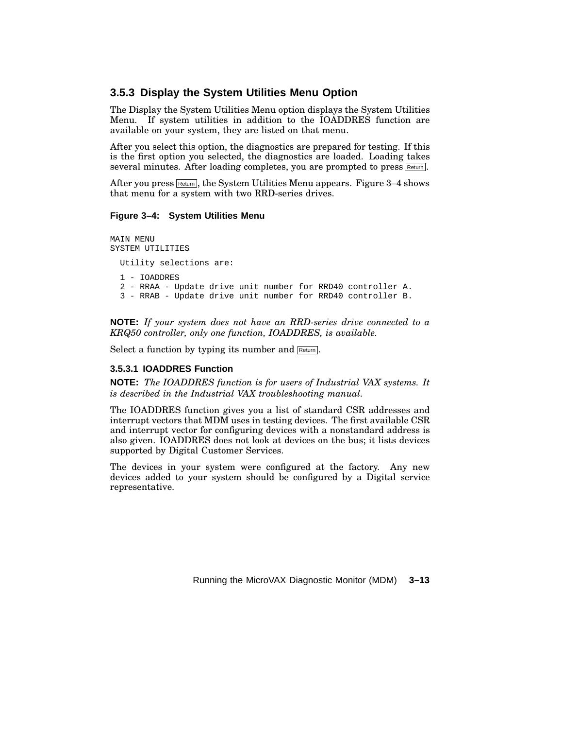### 3.5.3 Display the System Utilities Menu Option

The Display the System Utilities Menu option displays the System Utilities Menu. If system utilities in addition to the IOADDRES function are available on your system, they are listed on that menu.

After you select this option, the diagnostics are prepared for testing. If this is the first option you selected, the diagnostics are loaded. Loading takes several minutes. After loading completes, you are prompted to press Return.

After you press Return, the System Utilities Menu appears. Figure 3–4 shows that menu for a system with two RRD-series drives.

**Figure 3–4: System Utilities Menu**

```
MAIN MENU
SYSTEM UTILITIES

  Utility selections are:

  1 - IOADDRES
  2 - RRAA - Update drive unit number for RRD40 controller A.
  3 - RRAB - Update drive unit number for RRD40 controller B.
```

**NOTE:** *If your system does not have an RRD-series drive connected to a KRQ50 controller, only one function, IOADDRES, is available.*

Select a function by typing its number and Return.

#### 3.5.3.1 IOADDRES Function

**NOTE:** *The IOADDRES function is for users of Industrial VAX systems. It is described in the Industrial VAX troubleshooting manual.*

The IOADDRES function gives you a list of standard CSR addresses and interrupt vectors that MDM uses in testing devices. The first available CSR and interrupt vector for configuring devices with a nonstandard address is also given. IOADDRES does not look at devices on the bus; it lists devices supported by Digital Customer Services.

The devices in your system were configured at the factory. Any new devices added to your system should be configured by a Digital service representative.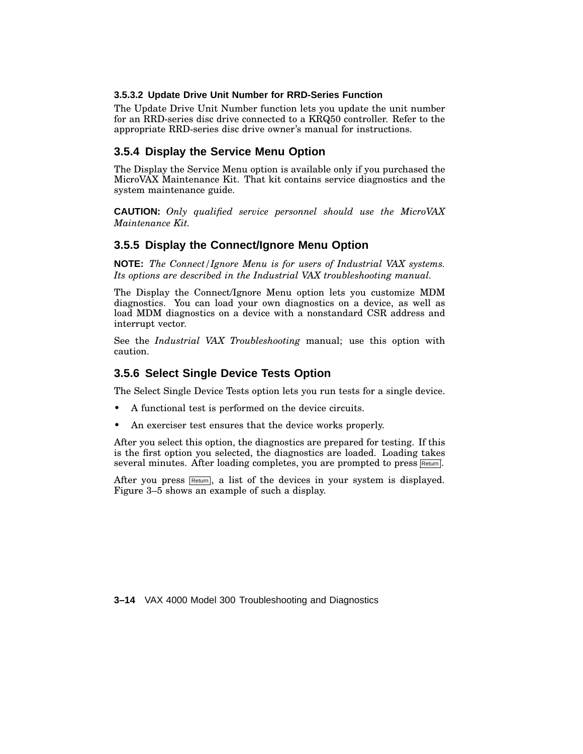#### 3.5.3.2 Update Drive Unit Number for RRD-Series Function

The Update Drive Unit Number function lets you update the unit number for an RRD-series disc drive connected to a KRQ50 controller. Refer to the appropriate RRD-series disc drive owner's manual for instructions.

### 3.5.4 Display the Service Menu Option

The Display the Service Menu option is available only if you purchased the MicroVAX Maintenance Kit. That kit contains service diagnostics and the system maintenance guide.

**CAUTION:** *Only qualified service personnel should use the MicroVAX Maintenance Kit.*

### 3.5.5 Display the Connect/Ignore Menu Option

**NOTE:** *The Connect/Ignore Menu is for users of Industrial VAX systems. Its options are described in the Industrial VAX troubleshooting manual.*

The Display the Connect/Ignore Menu option lets you customize MDM diagnostics. You can load your own diagnostics on a device, as well as load MDM diagnostics on a device with a nonstandard CSR address and interrupt vector.

See the *Industrial VAX Troubleshooting* manual; use this option with caution.

### 3.5.6 Select Single Device Tests Option

The Select Single Device Tests option lets you run tests for a single device.

- A functional test is performed on the device circuits.
- An exerciser test ensures that the device works properly.

After you select this option, the diagnostics are prepared for testing. If this is the first option you selected, the diagnostics are loaded. Loading takes several minutes. After loading completes, you are prompted to press Return.

After you press Return, a list of the devices in your system is displayed. Figure 3–5 shows an example of such a display.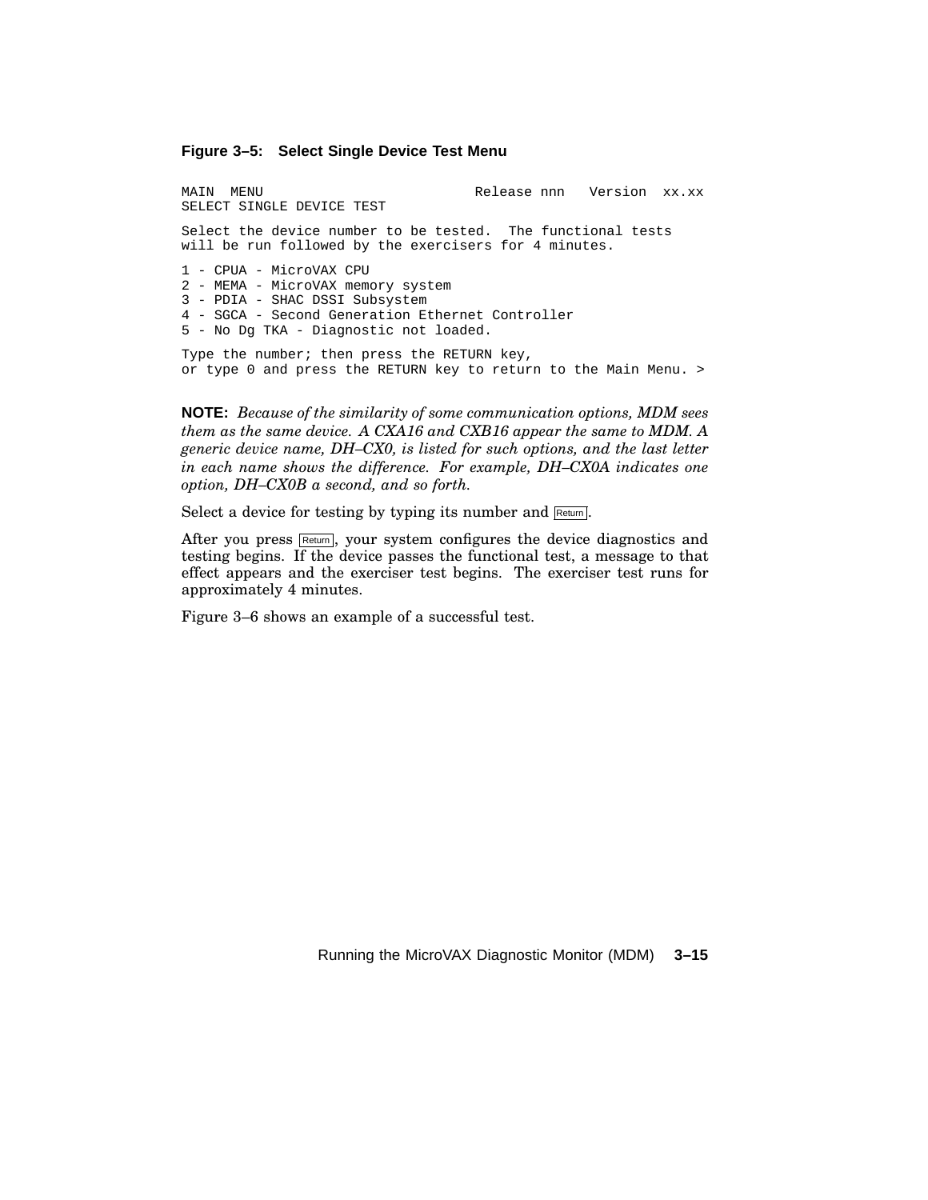**Figure 3–5: Select Single Device Test Menu**

```
MAIN  MENU                          Release nnn   Version  xx.xx
SELECT SINGLE DEVICE TEST

Select the device number to be tested.  The functional tests
will be run followed by the exercisers for 4 minutes.

1 - CPUA - MicroVAX CPU
2 - MEMA - MicroVAX memory system
3 - PDIA - SHAC DSSI Subsystem
4 - SGCA - Second Generation Ethernet Controller
5 - No Dg TKA - Diagnostic not loaded.

Type the number; then press the RETURN key,
or type 0 and press the RETURN key to return to the Main Menu. >
```

**NOTE:** *Because of the similarity of some communication options, MDM sees them as the same device. A CXA16 and CXB16 appear the same to MDM. A generic device name, DH–CX0, is listed for such options, and the last letter in each name shows the difference. For example, DH–CX0A indicates one option, DH–CX0B a second, and so forth.*

Select a device for testing by typing its number and Return.

After you press Return, your system configures the device diagnostics and testing begins. If the device passes the functional test, a message to that effect appears and the exerciser test begins. The exerciser test runs for approximately 4 minutes.

Figure 3–6 shows an example of a successful test.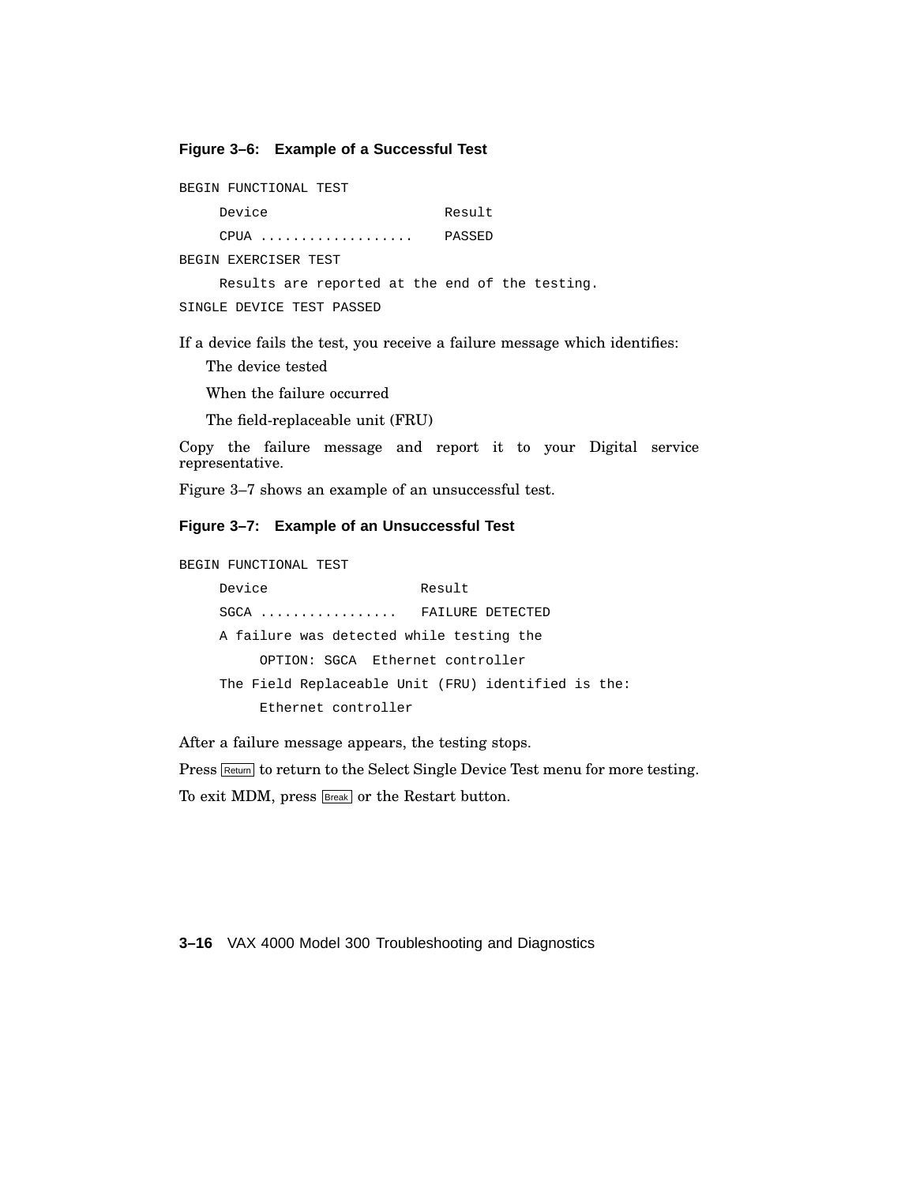**Figure 3–6: Example of a Successful Test**

```
BEGIN FUNCTIONAL TEST
     Device                     Result
     CPUA ...................   PASSED
BEGIN EXERCISER TEST
     Results are reported at the end of the testing.
SINGLE DEVICE TEST PASSED
```

If a device fails the test, you receive a failure message which identifies:

- The device tested
- When the failure occurred
- The field-replaceable unit (FRU)

Copy the failure message and report it to your Digital service representative.

Figure 3–7 shows an example of an unsuccessful test.

**Figure 3–7: Example of an Unsuccessful Test**

```
BEGIN FUNCTIONAL TEST
     Device                  Result
     SGCA .................   FAILURE DETECTED
     A failure was detected while testing the
          OPTION: SGCA  Ethernet controller
     The Field Replaceable Unit (FRU) identified is the:
          Ethernet controller
```

After a failure message appears, the testing stops.

Press Return to return to the Select Single Device Test menu for more testing.

To exit MDM, press Break or the Restart button.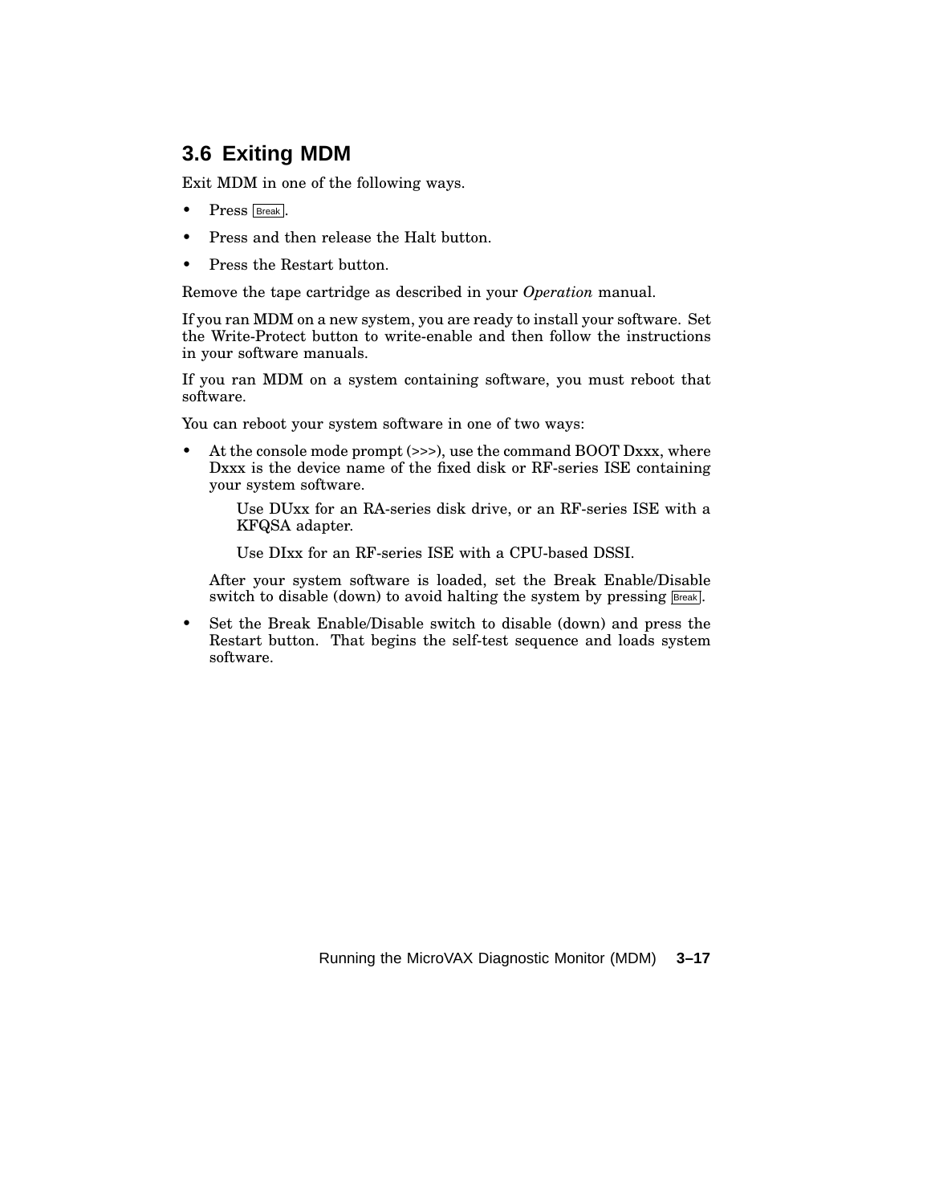## 3.6 Exiting MDM

Exit MDM in one of the following ways.

- Press Break.
- Press and then release the Halt button.
- Press the Restart button.

Remove the tape cartridge as described in your *Operation* manual.

If you ran MDM on a new system, you are ready to install your software. Set the Write-Protect button to write-enable and then follow the instructions in your software manuals.

If you ran MDM on a system containing software, you must reboot that software.

You can reboot your system software in one of two ways:

- At the console mode prompt (>>>), use the command BOOT Dxxx, where Dxxx is the device name of the fixed disk or RF-series ISE containing your system software.

  Use DUxx for an RA-series disk drive, or an RF-series ISE with a KFQSA adapter.

  Use DIxx for an RF-series ISE with a CPU-based DSSI.

  After your system software is loaded, set the Break Enable/Disable switch to disable (down) to avoid halting the system by pressing Break.

- Set the Break Enable/Disable switch to disable (down) and press the Restart button. That begins the self-test sequence and loads system software.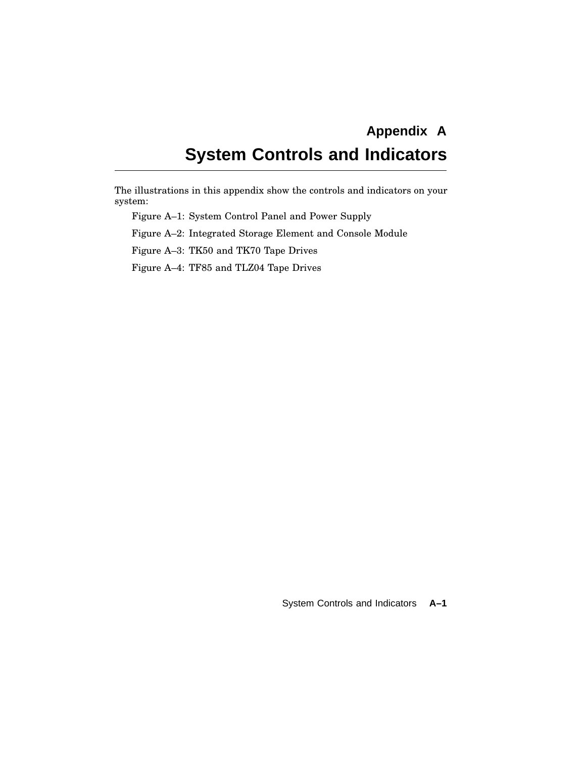# Appendix A
# System Controls and Indicators

The illustrations in this appendix show the controls and indicators on your system:

Figure A–1: System Control Panel and Power Supply

Figure A–2: Integrated Storage Element and Console Module

Figure A–3: TK50 and TK70 Tape Drives

Figure A–4: TF85 and TLZ04 Tape Drives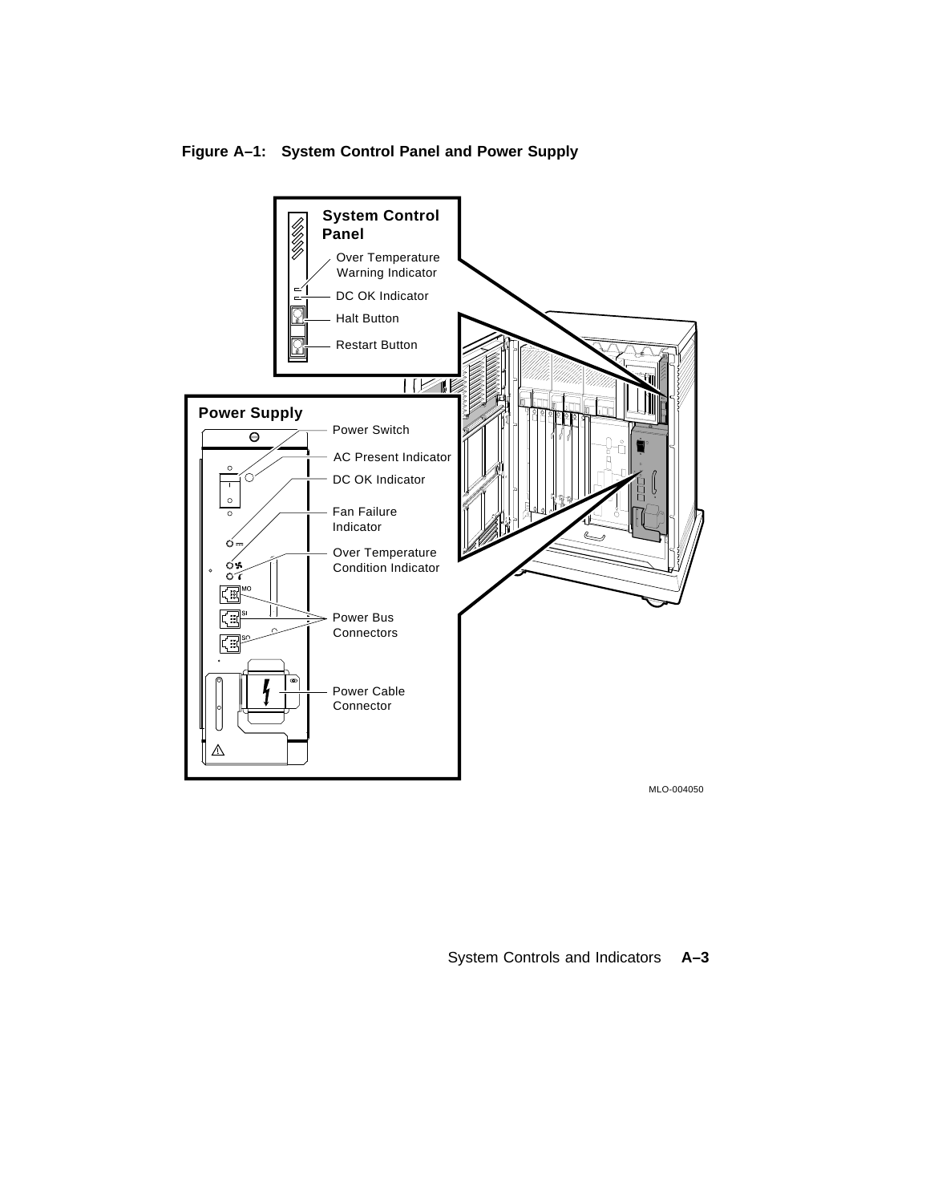**Figure A–1: System Control Panel and Power Supply**

**System Control Panel**

- Over Temperature Warning Indicator
- DC OK Indicator
- Halt Button
- Restart Button

**Power Supply**

- Power Switch
- AC Present Indicator
- DC OK Indicator
- Fan Failure Indicator
- Over Temperature Condition Indicator
- Power Bus Connectors
- Power Cable Connector

MLO-004050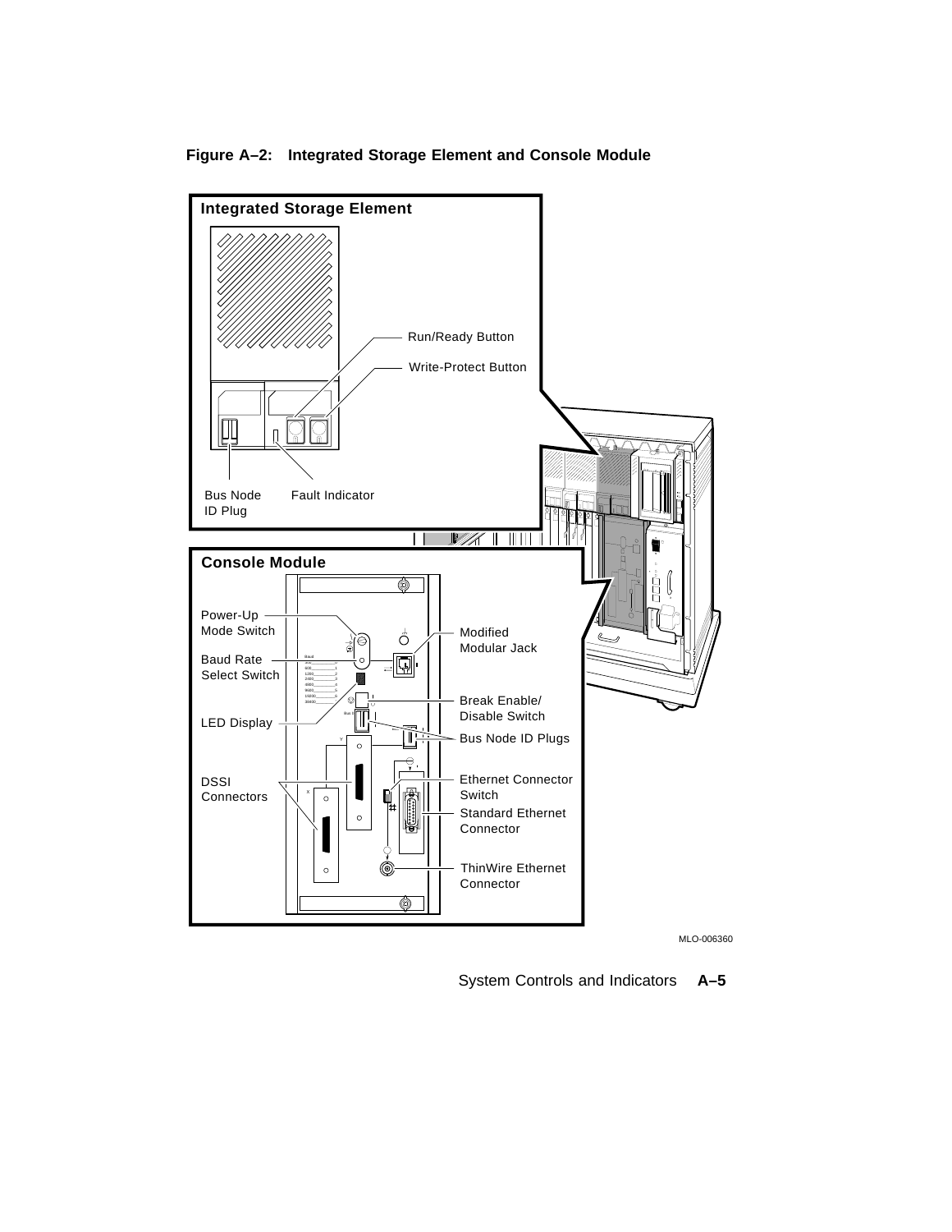**Figure A–2: Integrated Storage Element and Console Module**

**Integrated Storage Element**

- Run/Ready Button
- Write-Protect Button
- Bus Node ID Plug
- Fault Indicator

**Console Module**

- Power-Up Mode Switch
- Baud Rate Select Switch
- LED Display
- DSSI Connectors
- Modified Modular Jack
- Break Enable/Disable Switch
- Bus Node ID Plugs
- Ethernet Connector Switch
- Standard Ethernet Connector
- ThinWire Ethernet Connector

MLO-006360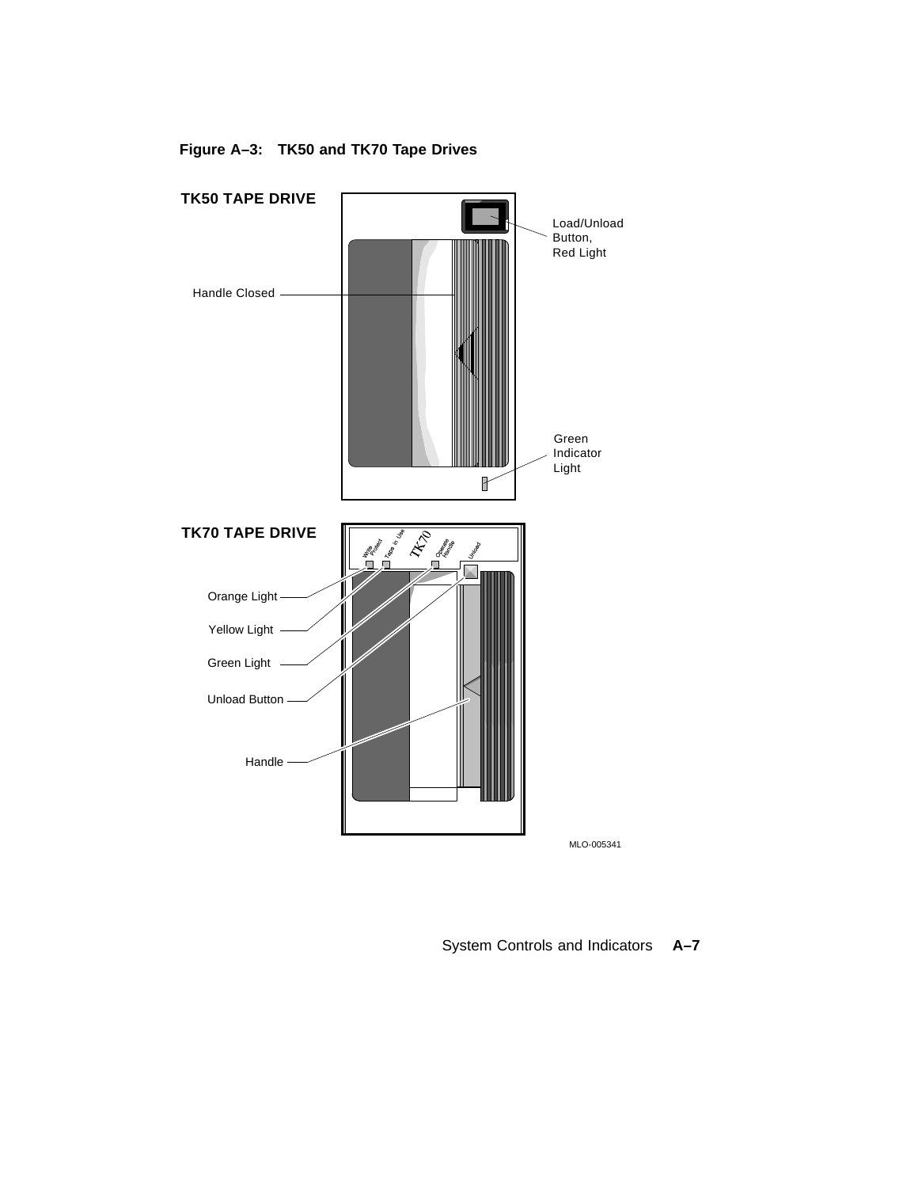**Figure A–3: TK50 and TK70 Tape Drives**

**TK50 TAPE DRIVE**

Load/Unload Button, Red Light

Handle Closed

Green Indicator Light

**TK70 TAPE DRIVE**

Orange Light

Yellow Light

Green Light

Unload Button

Handle

MLO-005341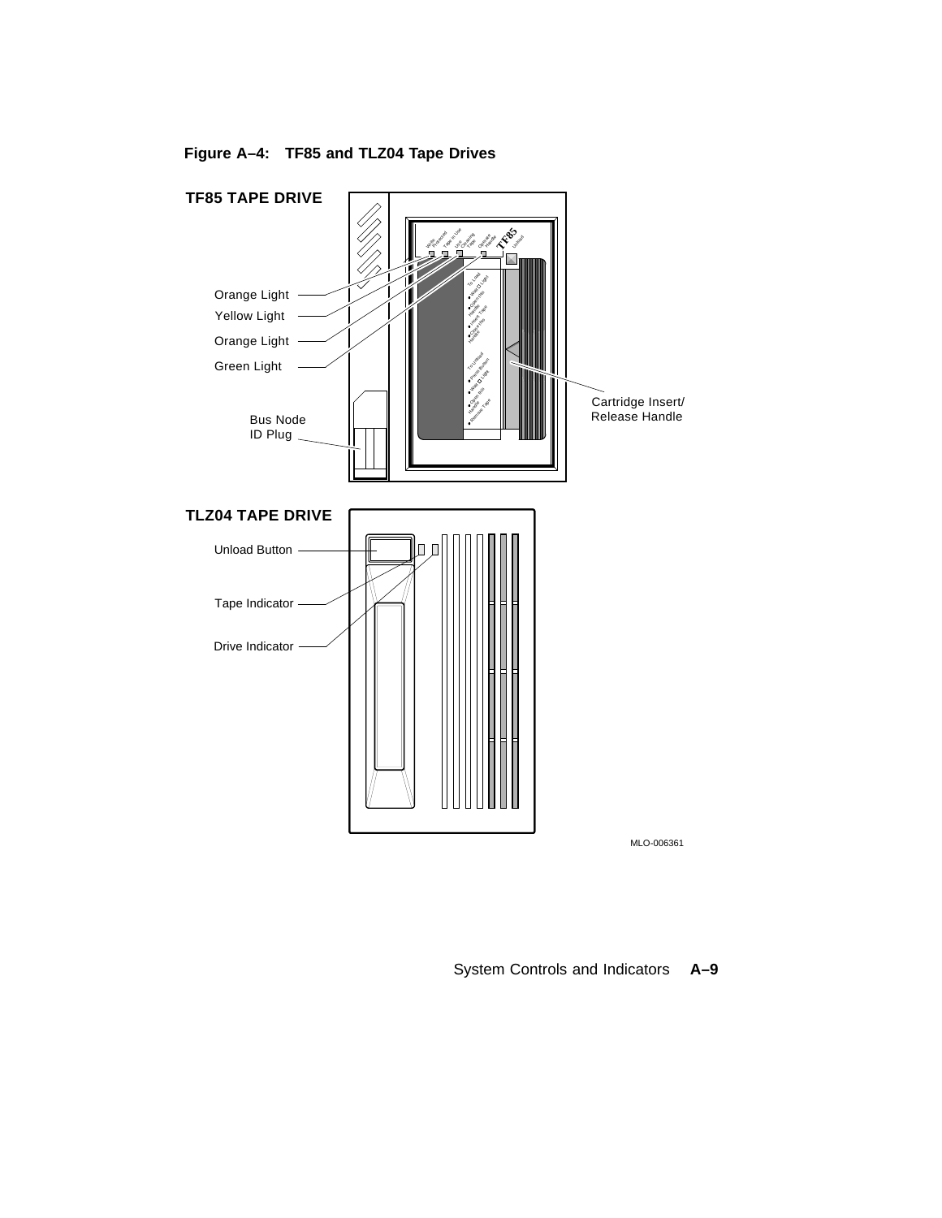**Figure A–4: TF85 and TLZ04 Tape Drives**

**TF85 TAPE DRIVE**

Orange Light

Yellow Light

Orange Light

Green Light

Bus Node ID Plug

Cartridge Insert/ Release Handle

**TLZ04 TAPE DRIVE**

Unload Button

Tape Indicator

Drive Indicator

MLO-006361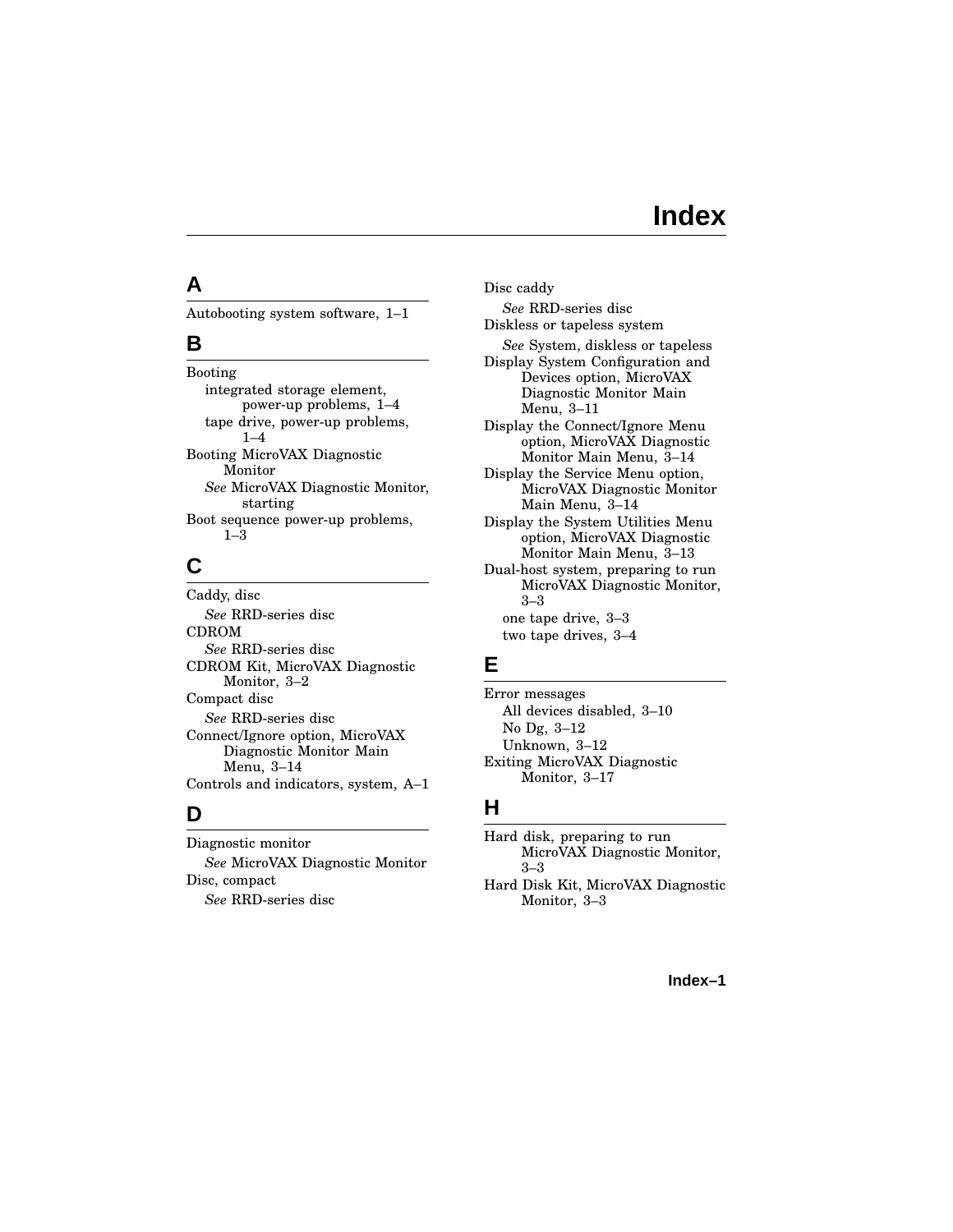# Index

## A

Autobooting system software, 1–1

## B

Booting
- integrated storage element, power-up problems, 1–4
- tape drive, power-up problems, 1–4

Booting MicroVAX Diagnostic Monitor
- *See* MicroVAX Diagnostic Monitor, starting

Boot sequence power-up problems, 1–3

## C

Caddy, disc
- *See* RRD-series disc

CDROM
- *See* RRD-series disc

CDROM Kit, MicroVAX Diagnostic Monitor, 3–2

Compact disc
- *See* RRD-series disc

Connect/Ignore option, MicroVAX Diagnostic Monitor Main Menu, 3–14

Controls and indicators, system, A–1

## D

Diagnostic monitor
- *See* MicroVAX Diagnostic Monitor

Disc, compact
- *See* RRD-series disc

Disc caddy
- *See* RRD-series disc

Diskless or tapeless system
- *See* System, diskless or tapeless

Display System Configuration and Devices option, MicroVAX Diagnostic Monitor Main Menu, 3–11

Display the Connect/Ignore Menu option, MicroVAX Diagnostic Monitor Main Menu, 3–14

Display the Service Menu option, MicroVAX Diagnostic Monitor Main Menu, 3–14

Display the System Utilities Menu option, MicroVAX Diagnostic Monitor Main Menu, 3–13

Dual-host system, preparing to run MicroVAX Diagnostic Monitor, 3–3
- one tape drive, 3–3
- two tape drives, 3–4

## E

Error messages
- All devices disabled, 3–10
- No Dg, 3–12
- Unknown, 3–12

Exiting MicroVAX Diagnostic Monitor, 3–17

## H

Hard disk, preparing to run MicroVAX Diagnostic Monitor, 3–3

Hard Disk Kit, MicroVAX Diagnostic Monitor, 3–3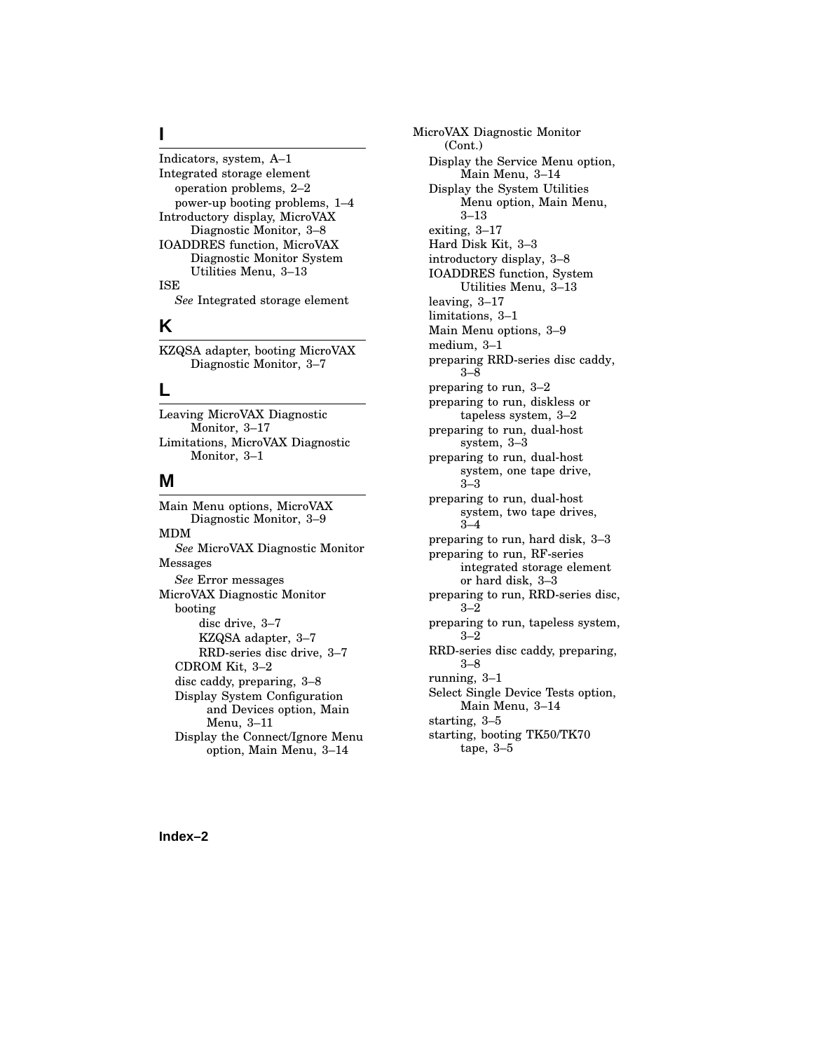## I

Indicators, system, A–1
Integrated storage element
- operation problems, 2–2
- power-up booting problems, 1–4

Introductory display, MicroVAX Diagnostic Monitor, 3–8
IOADDRES function, MicroVAX Diagnostic Monitor System Utilities Menu, 3–13
ISE
- *See* Integrated storage element

## K

KZQSA adapter, booting MicroVAX Diagnostic Monitor, 3–7

## L

Leaving MicroVAX Diagnostic Monitor, 3–17
Limitations, MicroVAX Diagnostic Monitor, 3–1

## M

Main Menu options, MicroVAX Diagnostic Monitor, 3–9
MDM
- *See* MicroVAX Diagnostic Monitor

Messages
- *See* Error messages

MicroVAX Diagnostic Monitor
- booting
  - disc drive, 3–7
  - KZQSA adapter, 3–7
  - RRD-series disc drive, 3–7
- CDROM Kit, 3–2
- disc caddy, preparing, 3–8
- Display System Configuration and Devices option, Main Menu, 3–11
- Display the Connect/Ignore Menu option, Main Menu, 3–14

MicroVAX Diagnostic Monitor (Cont.)
- Display the Service Menu option, Main Menu, 3–14
- Display the System Utilities Menu option, Main Menu, 3–13
- exiting, 3–17
- Hard Disk Kit, 3–3
- introductory display, 3–8
- IOADDRES function, System Utilities Menu, 3–13
- leaving, 3–17
- limitations, 3–1
- Main Menu options, 3–9
- medium, 3–1
- preparing RRD-series disc caddy, 3–8
- preparing to run, 3–2
- preparing to run, diskless or tapeless system, 3–2
- preparing to run, dual-host system, 3–3
- preparing to run, dual-host system, one tape drive, 3–3
- preparing to run, dual-host system, two tape drives, 3–4
- preparing to run, hard disk, 3–3
- preparing to run, RF-series integrated storage element or hard disk, 3–3
- preparing to run, RRD-series disc, 3–2
- preparing to run, tapeless system, 3–2
- RRD-series disc caddy, preparing, 3–8
- running, 3–1
- Select Single Device Tests option, Main Menu, 3–14
- starting, 3–5
- starting, booting TK50/TK70 tape, 3–5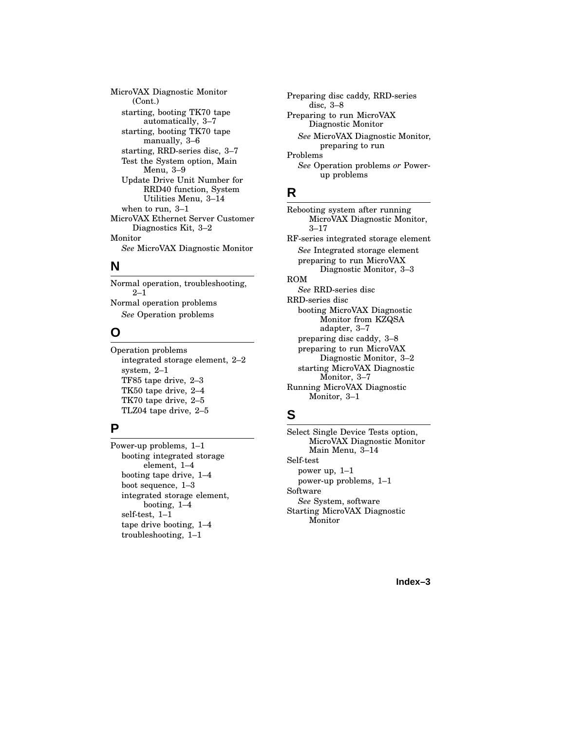MicroVAX Diagnostic Monitor (Cont.)
- starting, booting TK70 tape automatically, 3–7
- starting, booting TK70 tape manually, 3–6
- starting, RRD-series disc, 3–7
- Test the System option, Main Menu, 3–9
- Update Drive Unit Number for RRD40 function, System Utilities Menu, 3–14
- when to run, 3–1

MicroVAX Ethernet Server Customer Diagnostics Kit, 3–2

Monitor
- *See* MicroVAX Diagnostic Monitor

## N

Normal operation, troubleshooting, 2–1

Normal operation problems
- *See* Operation problems

## O

Operation problems
- integrated storage element, 2–2
- system, 2–1
- TF85 tape drive, 2–3
- TK50 tape drive, 2–4
- TK70 tape drive, 2–5
- TLZ04 tape drive, 2–5

## P

Power-up problems, 1–1
- booting integrated storage element, 1–4
- booting tape drive, 1–4
- boot sequence, 1–3
- integrated storage element, booting, 1–4
- self-test, 1–1
- tape drive booting, 1–4
- troubleshooting, 1–1

Preparing disc caddy, RRD-series disc, 3–8

Preparing to run MicroVAX Diagnostic Monitor
- *See* MicroVAX Diagnostic Monitor, preparing to run

Problems
- *See* Operation problems *or* Power-up problems

## R

Rebooting system after running MicroVAX Diagnostic Monitor, 3–17

RF-series integrated storage element
- *See* Integrated storage element
- preparing to run MicroVAX Diagnostic Monitor, 3–3

ROM
- *See* RRD-series disc

RRD-series disc
- booting MicroVAX Diagnostic Monitor from KZQSA adapter, 3–7
- preparing disc caddy, 3–8
- preparing to run MicroVAX Diagnostic Monitor, 3–2
- starting MicroVAX Diagnostic Monitor, 3–7

Running MicroVAX Diagnostic Monitor, 3–1

## S

Select Single Device Tests option, MicroVAX Diagnostic Monitor Main Menu, 3–14

Self-test
- power up, 1–1
- power-up problems, 1–1

Software
- *See* System, software

Starting MicroVAX Diagnostic Monitor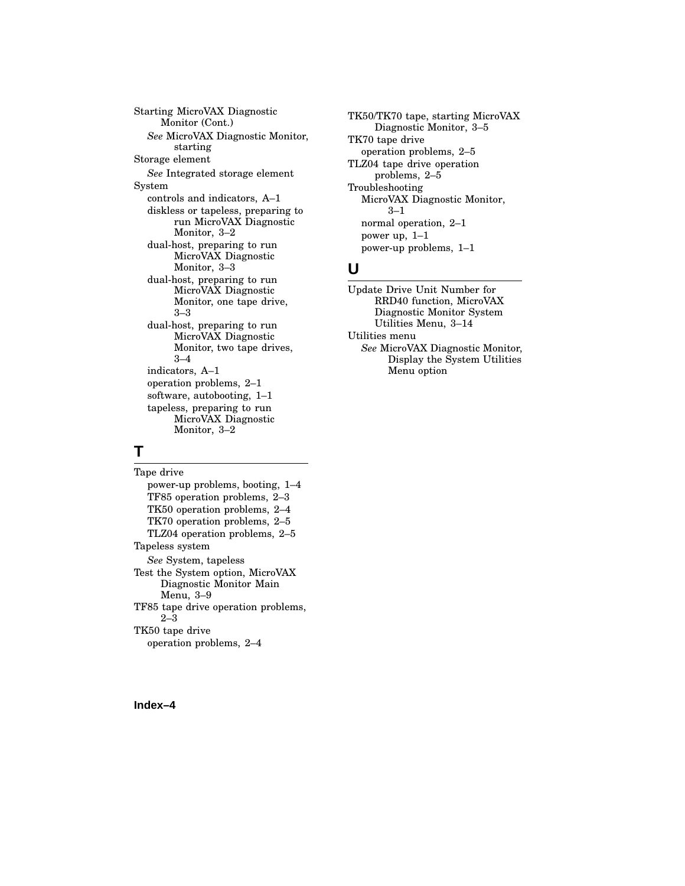Starting MicroVAX Diagnostic Monitor (Cont.)
- *See* MicroVAX Diagnostic Monitor, starting

Storage element
- *See* Integrated storage element

System
- controls and indicators, A–1
- diskless or tapeless, preparing to run MicroVAX Diagnostic Monitor, 3–2
- dual-host, preparing to run MicroVAX Diagnostic Monitor, 3–3
- dual-host, preparing to run MicroVAX Diagnostic Monitor, one tape drive, 3–3
- dual-host, preparing to run MicroVAX Diagnostic Monitor, two tape drives, 3–4
- indicators, A–1
- operation problems, 2–1
- software, autobooting, 1–1
- tapeless, preparing to run MicroVAX Diagnostic Monitor, 3–2

## T

Tape drive
- power-up problems, booting, 1–4
- TF85 operation problems, 2–3
- TK50 operation problems, 2–4
- TK70 operation problems, 2–5
- TLZ04 operation problems, 2–5

Tapeless system
- *See* System, tapeless

Test the System option, MicroVAX Diagnostic Monitor Main Menu, 3–9

TF85 tape drive operation problems, 2–3

TK50 tape drive
- operation problems, 2–4

TK50/TK70 tape, starting MicroVAX Diagnostic Monitor, 3–5

TK70 tape drive
- operation problems, 2–5

TLZ04 tape drive operation problems, 2–5

Troubleshooting
- MicroVAX Diagnostic Monitor, 3–1
- normal operation, 2–1
- power up, 1–1
- power-up problems, 1–1

## U

Update Drive Unit Number for RRD40 function, MicroVAX Diagnostic Monitor System Utilities Menu, 3–14

Utilities menu
- *See* MicroVAX Diagnostic Monitor, Display the System Utilities Menu option